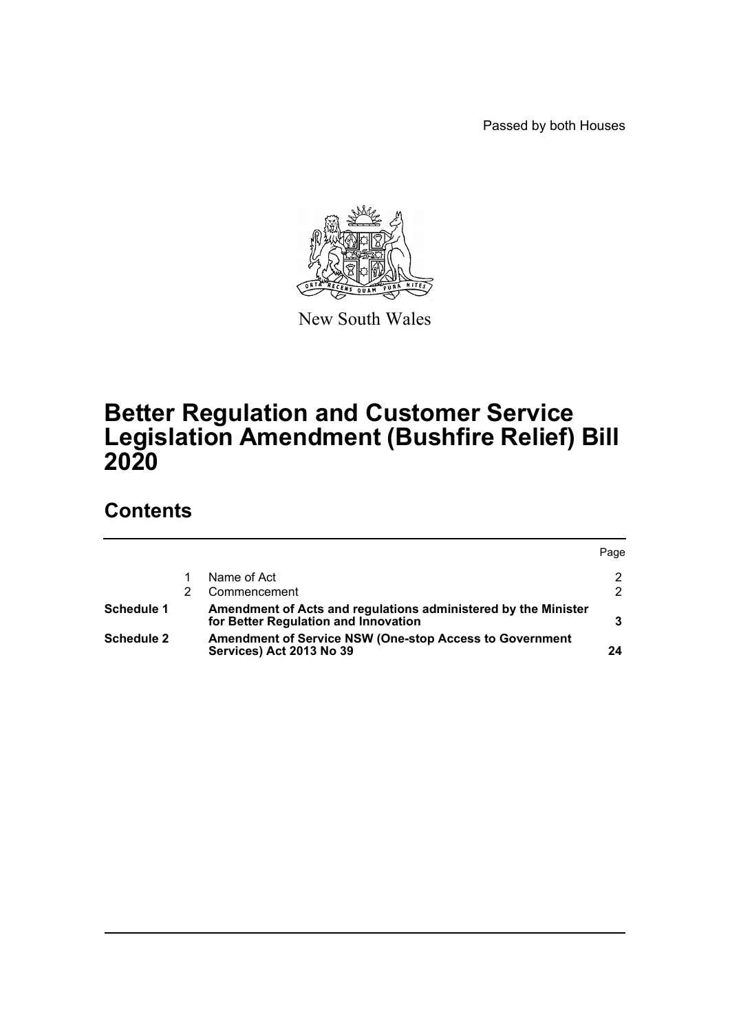Passed by both Houses

New South Wales

# Better Regulation and Customer Service Legislation Amendment (Bushfire Relief) Bill 2020

## Contents

| | | | Page |
|---|---|---|---|
| | 1 | Name of Act | 2 |
| | 2 | Commencement | 2 |
| **Schedule 1** | | **Amendment of Acts and regulations administered by the Minister for Better Regulation and Innovation** | **3** |
| **Schedule 2** | | **Amendment of Service NSW (One-stop Access to Government Services) Act 2013 No 39** | **24** |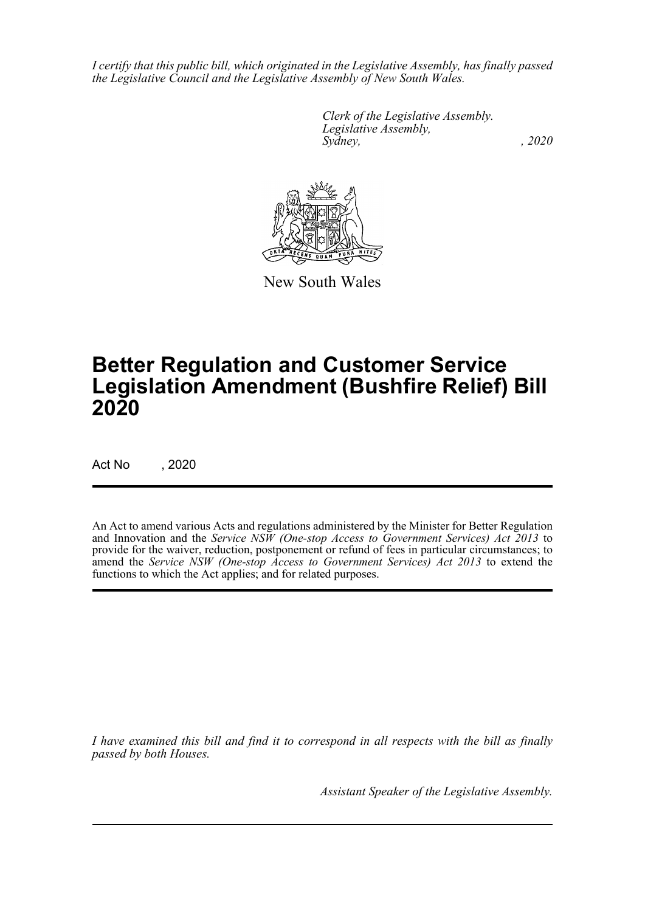*I certify that this public bill, which originated in the Legislative Assembly, has finally passed the Legislative Council and the Legislative Assembly of New South Wales.*

*Clerk of the Legislative Assembly.*
*Legislative Assembly,*
*Sydney, , 2020*

New South Wales

# Better Regulation and Customer Service Legislation Amendment (Bushfire Relief) Bill 2020

Act No , 2020

An Act to amend various Acts and regulations administered by the Minister for Better Regulation and Innovation and the *Service NSW (One-stop Access to Government Services) Act 2013* to provide for the waiver, reduction, postponement or refund of fees in particular circumstances; to amend the *Service NSW (One-stop Access to Government Services) Act 2013* to extend the functions to which the Act applies; and for related purposes.

*I have examined this bill and find it to correspond in all respects with the bill as finally passed by both Houses.*

*Assistant Speaker of the Legislative Assembly.*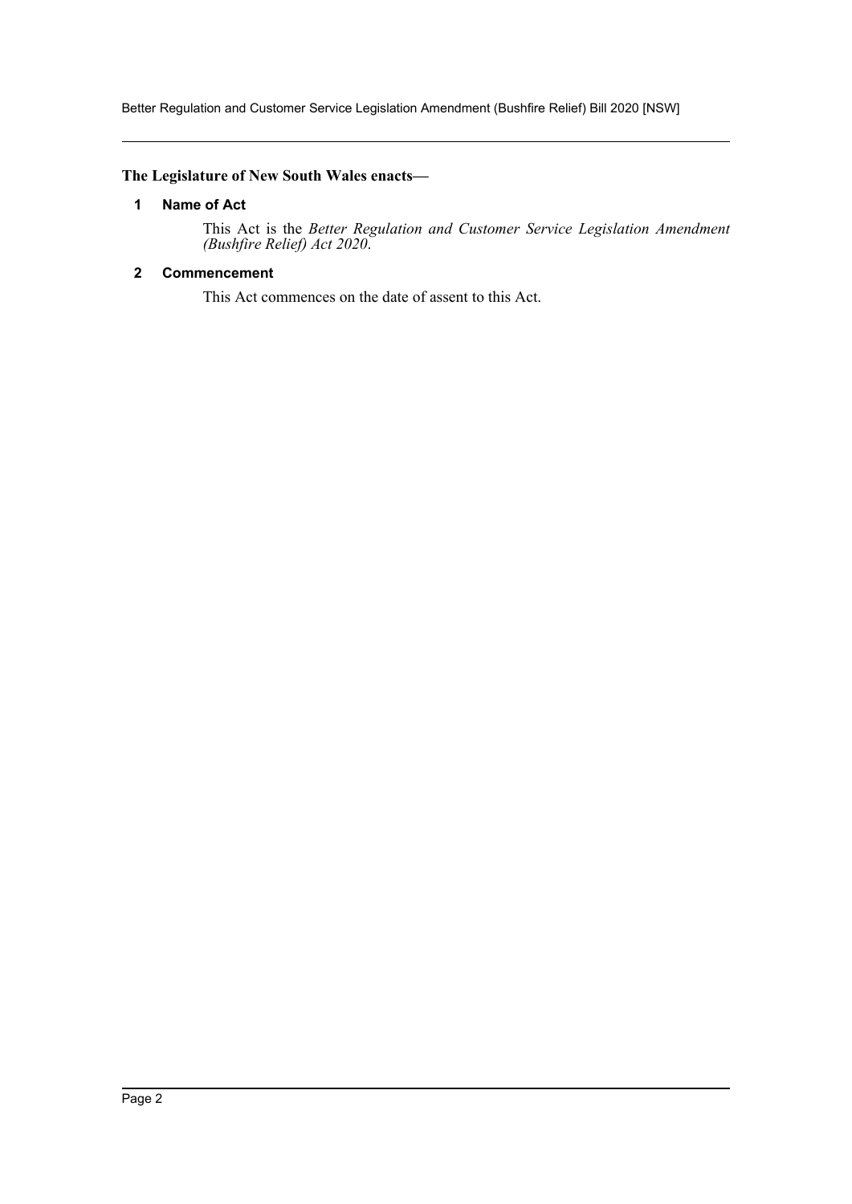**The Legislature of New South Wales enacts—**

## 1 Name of Act

This Act is the *Better Regulation and Customer Service Legislation Amendment (Bushfire Relief) Act 2020*.

## 2 Commencement

This Act commences on the date of assent to this Act.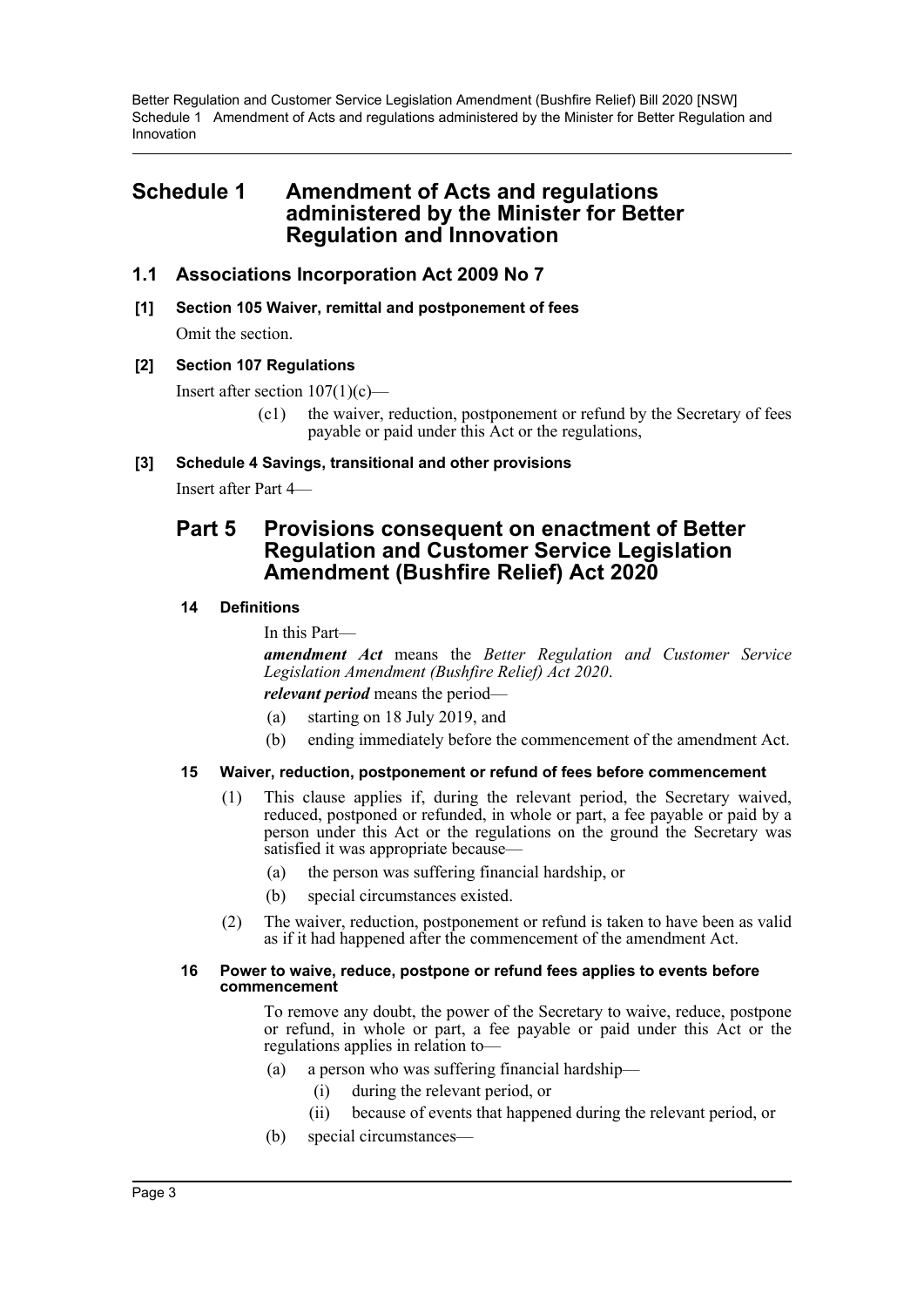# Schedule 1 Amendment of Acts and regulations administered by the Minister for Better Regulation and Innovation

## 1.1 Associations Incorporation Act 2009 No 7

**[1] Section 105 Waiver, remittal and postponement of fees**

Omit the section.

**[2] Section 107 Regulations**

Insert after section 107(1)(c)—

(c1) the waiver, reduction, postponement or refund by the Secretary of fees payable or paid under this Act or the regulations,

**[3] Schedule 4 Savings, transitional and other provisions**

Insert after Part 4—

## Part 5 Provisions consequent on enactment of Better Regulation and Customer Service Legislation Amendment (Bushfire Relief) Act 2020

**14 Definitions**

In this Part—

***amendment Act*** means the *Better Regulation and Customer Service Legislation Amendment (Bushfire Relief) Act 2020*.

***relevant period*** means the period—

(a) starting on 18 July 2019, and

(b) ending immediately before the commencement of the amendment Act.

**15 Waiver, reduction, postponement or refund of fees before commencement**

(1) This clause applies if, during the relevant period, the Secretary waived, reduced, postponed or refunded, in whole or part, a fee payable or paid by a person under this Act or the regulations on the ground the Secretary was satisfied it was appropriate because—

(a) the person was suffering financial hardship, or

(b) special circumstances existed.

(2) The waiver, reduction, postponement or refund is taken to have been as valid as if it had happened after the commencement of the amendment Act.

**16 Power to waive, reduce, postpone or refund fees applies to events before commencement**

To remove any doubt, the power of the Secretary to waive, reduce, postpone or refund, in whole or part, a fee payable or paid under this Act or the regulations applies in relation to—

(a) a person who was suffering financial hardship—

(i) during the relevant period, or

(ii) because of events that happened during the relevant period, or

(b) special circumstances—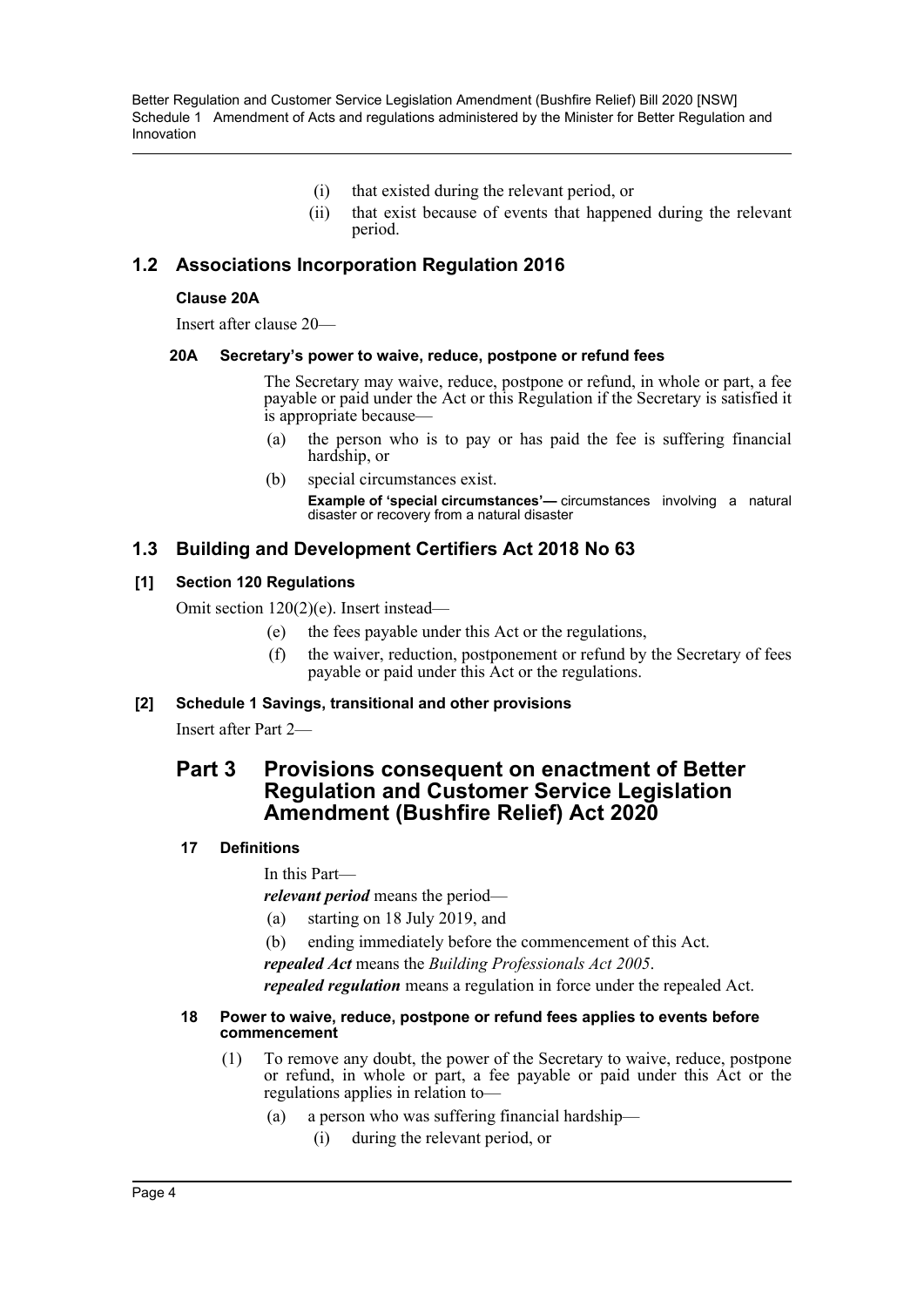(i) that existed during the relevant period, or

(ii) that exist because of events that happened during the relevant period.

## 1.2 Associations Incorporation Regulation 2016

### Clause 20A

Insert after clause 20—

#### 20A Secretary's power to waive, reduce, postpone or refund fees

The Secretary may waive, reduce, postpone or refund, in whole or part, a fee payable or paid under the Act or this Regulation if the Secretary is satisfied it is appropriate because—

(a) the person who is to pay or has paid the fee is suffering financial hardship, or

(b) special circumstances exist.

**Example of 'special circumstances'—** circumstances involving a natural disaster or recovery from a natural disaster

## 1.3 Building and Development Certifiers Act 2018 No 63

### [1] Section 120 Regulations

Omit section 120(2)(e). Insert instead—

(e) the fees payable under this Act or the regulations,

(f) the waiver, reduction, postponement or refund by the Secretary of fees payable or paid under this Act or the regulations.

### [2] Schedule 1 Savings, transitional and other provisions

Insert after Part 2—

## Part 3 Provisions consequent on enactment of Better Regulation and Customer Service Legislation Amendment (Bushfire Relief) Act 2020

#### 17 Definitions

In this Part—

***relevant period*** means the period—

(a) starting on 18 July 2019, and

(b) ending immediately before the commencement of this Act.

***repealed Act*** means the *Building Professionals Act 2005*.

***repealed regulation*** means a regulation in force under the repealed Act.

#### 18 Power to waive, reduce, postpone or refund fees applies to events before commencement

(1) To remove any doubt, the power of the Secretary to waive, reduce, postpone or refund, in whole or part, a fee payable or paid under this Act or the regulations applies in relation to—

(a) a person who was suffering financial hardship—

(i) during the relevant period, or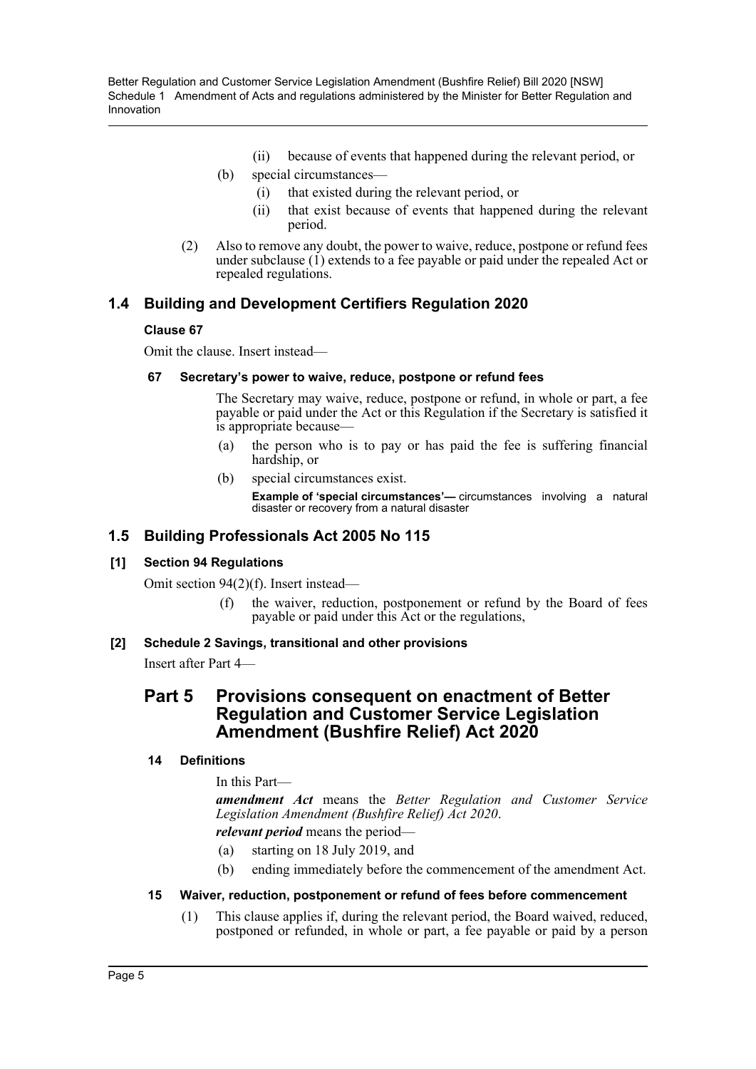(ii) because of events that happened during the relevant period, or

(b) special circumstances—

(i) that existed during the relevant period, or

(ii) that exist because of events that happened during the relevant period.

(2) Also to remove any doubt, the power to waive, reduce, postpone or refund fees under subclause (1) extends to a fee payable or paid under the repealed Act or repealed regulations.

## 1.4 Building and Development Certifiers Regulation 2020

### Clause 67

Omit the clause. Insert instead—

#### 67 Secretary's power to waive, reduce, postpone or refund fees

The Secretary may waive, reduce, postpone or refund, in whole or part, a fee payable or paid under the Act or this Regulation if the Secretary is satisfied it is appropriate because—

(a) the person who is to pay or has paid the fee is suffering financial hardship, or

(b) special circumstances exist.

**Example of 'special circumstances'—** circumstances involving a natural disaster or recovery from a natural disaster

## 1.5 Building Professionals Act 2005 No 115

### [1] Section 94 Regulations

Omit section 94(2)(f). Insert instead—

(f) the waiver, reduction, postponement or refund by the Board of fees payable or paid under this Act or the regulations,

### [2] Schedule 2 Savings, transitional and other provisions

Insert after Part 4—

## Part 5 Provisions consequent on enactment of Better Regulation and Customer Service Legislation Amendment (Bushfire Relief) Act 2020

#### 14 Definitions

In this Part—

***amendment Act*** means the *Better Regulation and Customer Service Legislation Amendment (Bushfire Relief) Act 2020*.

***relevant period*** means the period—

(a) starting on 18 July 2019, and

(b) ending immediately before the commencement of the amendment Act.

#### 15 Waiver, reduction, postponement or refund of fees before commencement

(1) This clause applies if, during the relevant period, the Board waived, reduced, postponed or refunded, in whole or part, a fee payable or paid by a person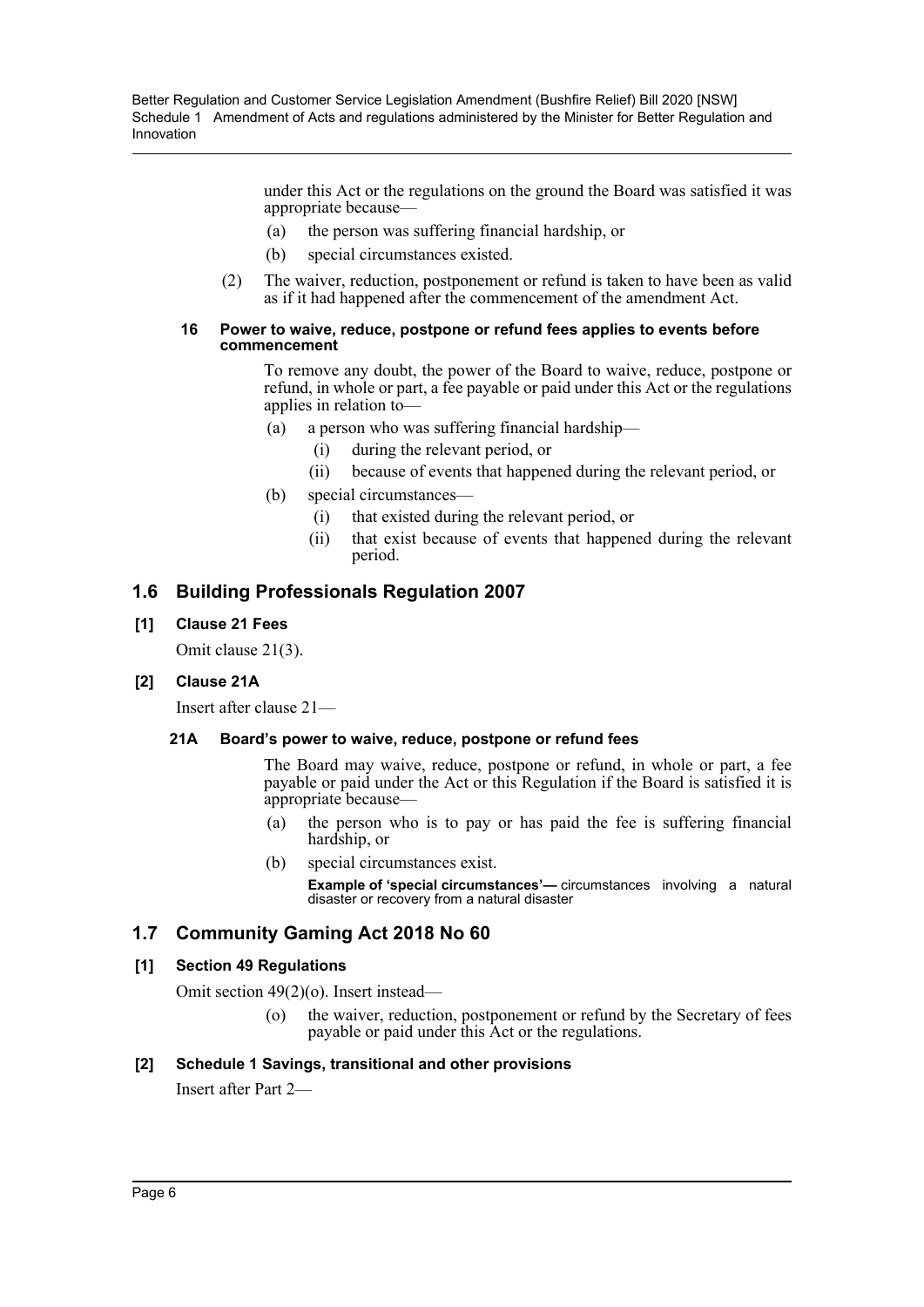under this Act or the regulations on the ground the Board was satisfied it was appropriate because—

(a) the person was suffering financial hardship, or

(b) special circumstances existed.

(2) The waiver, reduction, postponement or refund is taken to have been as valid as if it had happened after the commencement of the amendment Act.

#### 16 Power to waive, reduce, postpone or refund fees applies to events before commencement

To remove any doubt, the power of the Board to waive, reduce, postpone or refund, in whole or part, a fee payable or paid under this Act or the regulations applies in relation to—

(a) a person who was suffering financial hardship—

(i) during the relevant period, or

(ii) because of events that happened during the relevant period, or

(b) special circumstances—

(i) that existed during the relevant period, or

(ii) that exist because of events that happened during the relevant period.

## 1.6 Building Professionals Regulation 2007

### [1] Clause 21 Fees

Omit clause 21(3).

### [2] Clause 21A

Insert after clause 21—

#### 21A Board's power to waive, reduce, postpone or refund fees

The Board may waive, reduce, postpone or refund, in whole or part, a fee payable or paid under the Act or this Regulation if the Board is satisfied it is appropriate because—

(a) the person who is to pay or has paid the fee is suffering financial hardship, or

(b) special circumstances exist.

**Example of 'special circumstances'—** circumstances involving a natural disaster or recovery from a natural disaster

## 1.7 Community Gaming Act 2018 No 60

### [1] Section 49 Regulations

Omit section 49(2)(o). Insert instead—

(o) the waiver, reduction, postponement or refund by the Secretary of fees payable or paid under this Act or the regulations.

### [2] Schedule 1 Savings, transitional and other provisions

Insert after Part 2—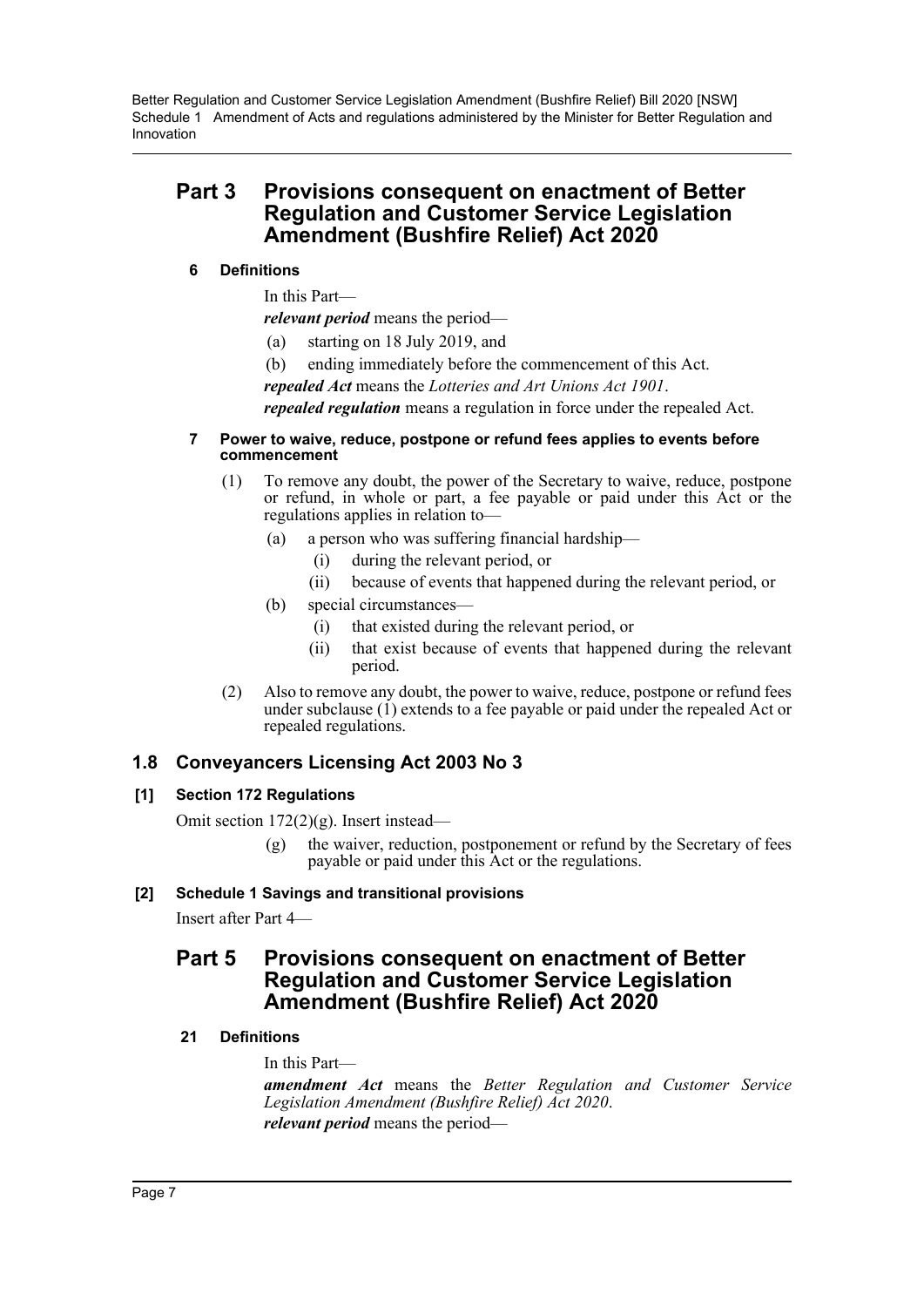## Part 3 Provisions consequent on enactment of Better Regulation and Customer Service Legislation Amendment (Bushfire Relief) Act 2020

#### 6 Definitions

In this Part—

***relevant period*** means the period—

(a) starting on 18 July 2019, and

(b) ending immediately before the commencement of this Act.

***repealed Act*** means the *Lotteries and Art Unions Act 1901*.

***repealed regulation*** means a regulation in force under the repealed Act.

#### 7 Power to waive, reduce, postpone or refund fees applies to events before commencement

(1) To remove any doubt, the power of the Secretary to waive, reduce, postpone or refund, in whole or part, a fee payable or paid under this Act or the regulations applies in relation to—

(a) a person who was suffering financial hardship—

(i) during the relevant period, or

(ii) because of events that happened during the relevant period, or

(b) special circumstances—

(i) that existed during the relevant period, or

(ii) that exist because of events that happened during the relevant period.

(2) Also to remove any doubt, the power to waive, reduce, postpone or refund fees under subclause (1) extends to a fee payable or paid under the repealed Act or repealed regulations.

### 1.8 Conveyancers Licensing Act 2003 No 3

#### [1] Section 172 Regulations

Omit section 172(2)(g). Insert instead—

(g) the waiver, reduction, postponement or refund by the Secretary of fees payable or paid under this Act or the regulations.

#### [2] Schedule 1 Savings and transitional provisions

Insert after Part 4—

## Part 5 Provisions consequent on enactment of Better Regulation and Customer Service Legislation Amendment (Bushfire Relief) Act 2020

#### 21 Definitions

In this Part—

***amendment Act*** means the *Better Regulation and Customer Service Legislation Amendment (Bushfire Relief) Act 2020*.

***relevant period*** means the period—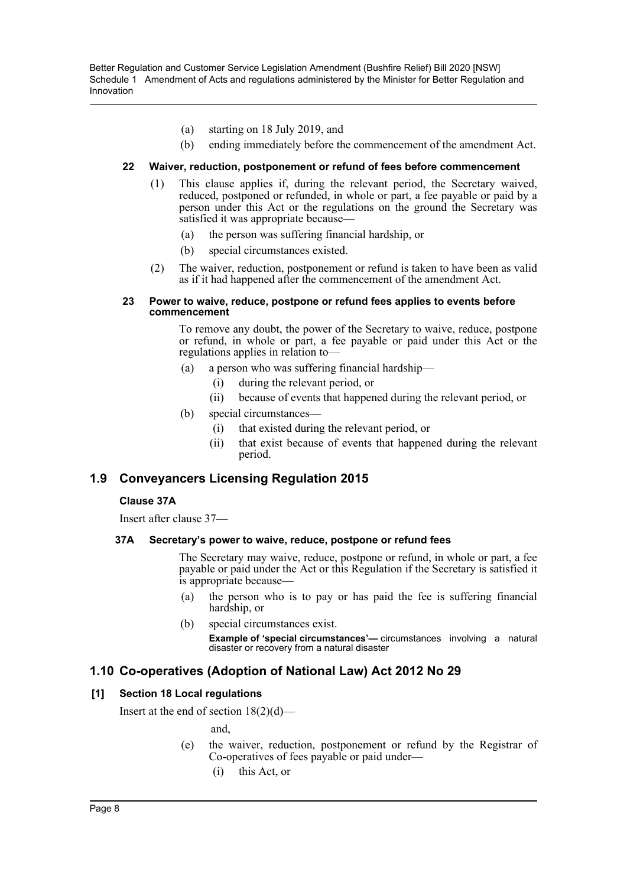(a) starting on 18 July 2019, and

(b) ending immediately before the commencement of the amendment Act.

**22 Waiver, reduction, postponement or refund of fees before commencement**

(1) This clause applies if, during the relevant period, the Secretary waived, reduced, postponed or refunded, in whole or part, a fee payable or paid by a person under this Act or the regulations on the ground the Secretary was satisfied it was appropriate because—

(a) the person was suffering financial hardship, or

(b) special circumstances existed.

(2) The waiver, reduction, postponement or refund is taken to have been as valid as if it had happened after the commencement of the amendment Act.

**23 Power to waive, reduce, postpone or refund fees applies to events before commencement**

To remove any doubt, the power of the Secretary to waive, reduce, postpone or refund, in whole or part, a fee payable or paid under this Act or the regulations applies in relation to—

(a) a person who was suffering financial hardship—

(i) during the relevant period, or

(ii) because of events that happened during the relevant period, or

(b) special circumstances—

(i) that existed during the relevant period, or

(ii) that exist because of events that happened during the relevant period.

## 1.9 Conveyancers Licensing Regulation 2015

**Clause 37A**

Insert after clause 37—

**37A Secretary's power to waive, reduce, postpone or refund fees**

The Secretary may waive, reduce, postpone or refund, in whole or part, a fee payable or paid under the Act or this Regulation if the Secretary is satisfied it is appropriate because—

(a) the person who is to pay or has paid the fee is suffering financial hardship, or

(b) special circumstances exist.

**Example of 'special circumstances'—** circumstances involving a natural disaster or recovery from a natural disaster

## 1.10 Co-operatives (Adoption of National Law) Act 2012 No 29

**[1] Section 18 Local regulations**

Insert at the end of section 18(2)(d)—

and,

(e) the waiver, reduction, postponement or refund by the Registrar of Co-operatives of fees payable or paid under—

(i) this Act, or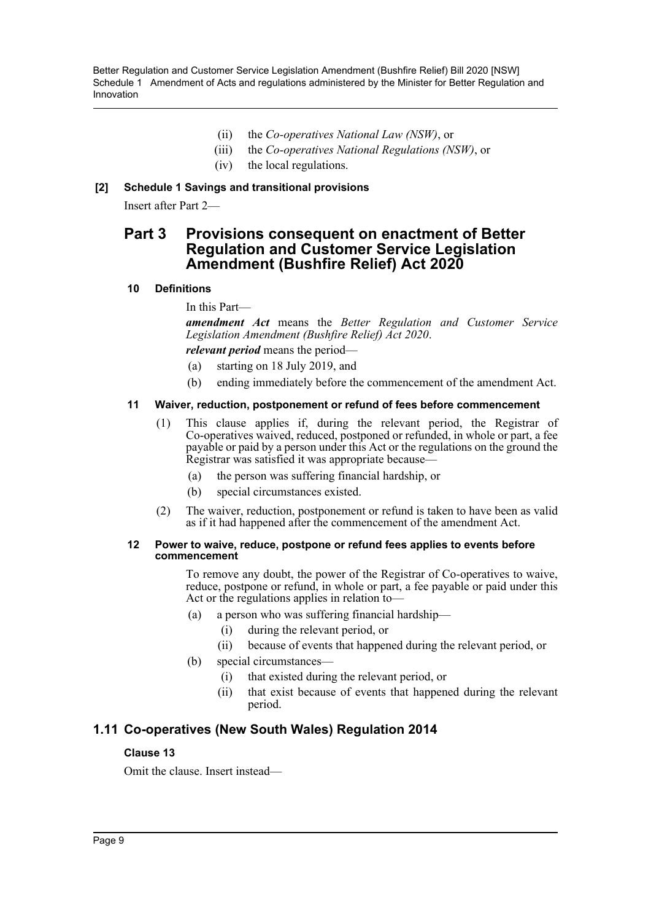(ii) the *Co-operatives National Law (NSW)*, or

(iii) the *Co-operatives National Regulations (NSW)*, or

(iv) the local regulations.

**[2] Schedule 1 Savings and transitional provisions**

Insert after Part 2—

## Part 3 Provisions consequent on enactment of Better Regulation and Customer Service Legislation Amendment (Bushfire Relief) Act 2020

**10 Definitions**

In this Part—

***amendment Act*** means the *Better Regulation and Customer Service Legislation Amendment (Bushfire Relief) Act 2020*.

***relevant period*** means the period—

(a) starting on 18 July 2019, and

(b) ending immediately before the commencement of the amendment Act.

**11 Waiver, reduction, postponement or refund of fees before commencement**

(1) This clause applies if, during the relevant period, the Registrar of Co-operatives waived, reduced, postponed or refunded, in whole or part, a fee payable or paid by a person under this Act or the regulations on the ground the Registrar was satisfied it was appropriate because—

(a) the person was suffering financial hardship, or

(b) special circumstances existed.

(2) The waiver, reduction, postponement or refund is taken to have been as valid as if it had happened after the commencement of the amendment Act.

**12 Power to waive, reduce, postpone or refund fees applies to events before commencement**

To remove any doubt, the power of the Registrar of Co-operatives to waive, reduce, postpone or refund, in whole or part, a fee payable or paid under this Act or the regulations applies in relation to—

(a) a person who was suffering financial hardship—

(i) during the relevant period, or

(ii) because of events that happened during the relevant period, or

(b) special circumstances—

(i) that existed during the relevant period, or

(ii) that exist because of events that happened during the relevant period.

## 1.11 Co-operatives (New South Wales) Regulation 2014

**Clause 13**

Omit the clause. Insert instead—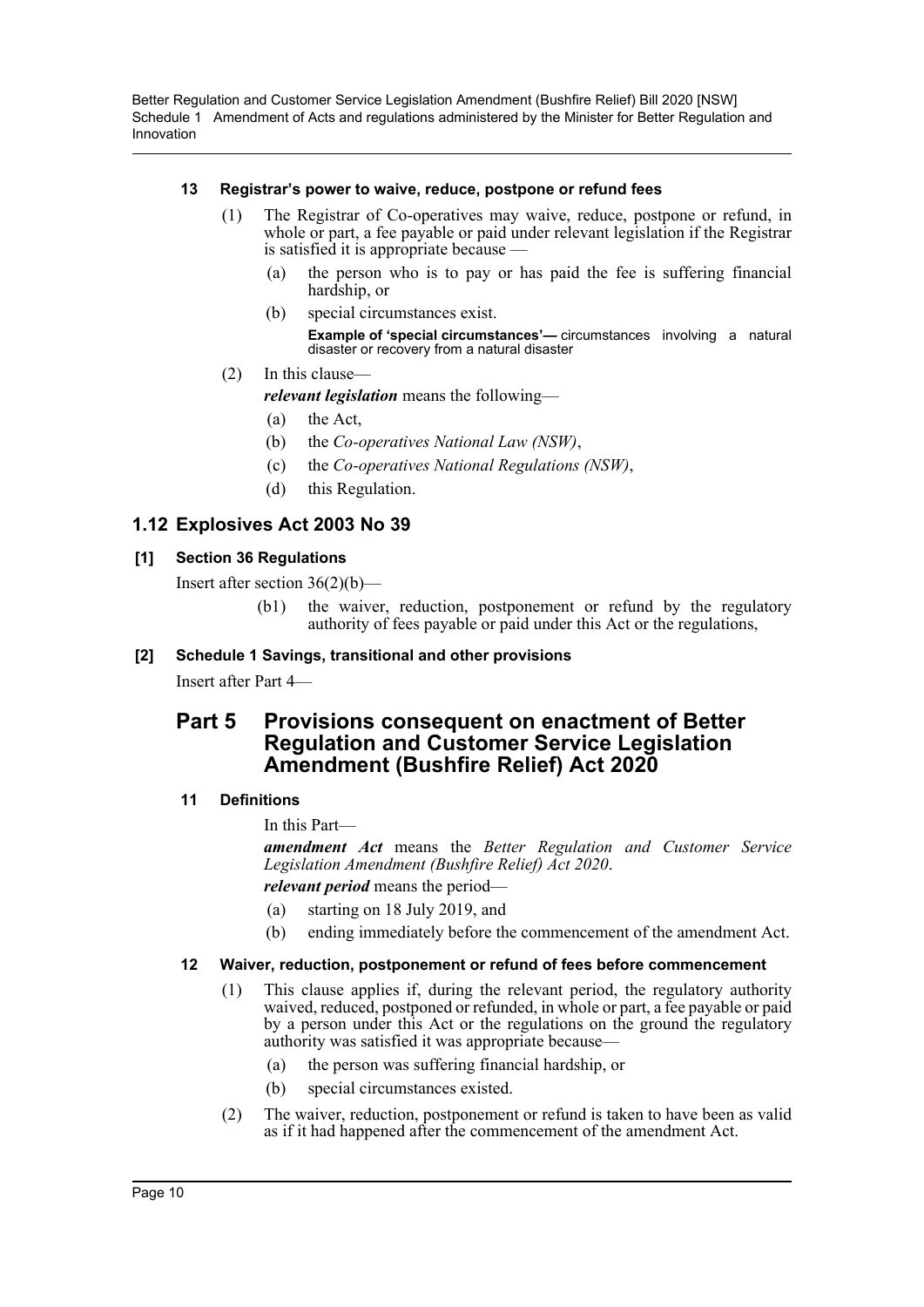#### 13 Registrar's power to waive, reduce, postpone or refund fees

(1) The Registrar of Co-operatives may waive, reduce, postpone or refund, in whole or part, a fee payable or paid under relevant legislation if the Registrar is satisfied it is appropriate because —

(a) the person who is to pay or has paid the fee is suffering financial hardship, or

(b) special circumstances exist.

**Example of 'special circumstances'—** circumstances involving a natural disaster or recovery from a natural disaster

(2) In this clause—

***relevant legislation*** means the following—

(a) the Act,

(b) the *Co-operatives National Law (NSW)*,

(c) the *Co-operatives National Regulations (NSW)*,

(d) this Regulation.

## 1.12 Explosives Act 2003 No 39

#### [1] Section 36 Regulations

Insert after section 36(2)(b)—

(b1) the waiver, reduction, postponement or refund by the regulatory authority of fees payable or paid under this Act or the regulations,

#### [2] Schedule 1 Savings, transitional and other provisions

Insert after Part 4—

## Part 5 Provisions consequent on enactment of Better Regulation and Customer Service Legislation Amendment (Bushfire Relief) Act 2020

#### 11 Definitions

In this Part—

***amendment Act*** means the *Better Regulation and Customer Service Legislation Amendment (Bushfire Relief) Act 2020*.

***relevant period*** means the period—

(a) starting on 18 July 2019, and

(b) ending immediately before the commencement of the amendment Act.

#### 12 Waiver, reduction, postponement or refund of fees before commencement

(1) This clause applies if, during the relevant period, the regulatory authority waived, reduced, postponed or refunded, in whole or part, a fee payable or paid by a person under this Act or the regulations on the ground the regulatory authority was satisfied it was appropriate because—

(a) the person was suffering financial hardship, or

(b) special circumstances existed.

(2) The waiver, reduction, postponement or refund is taken to have been as valid as if it had happened after the commencement of the amendment Act.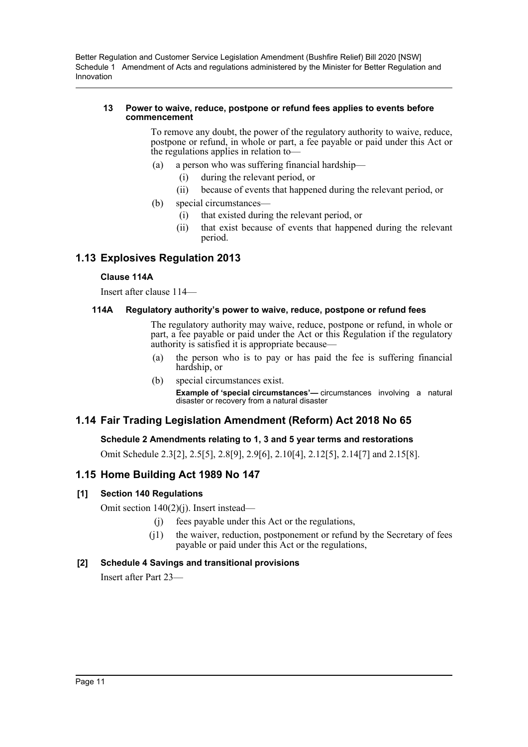#### 13 Power to waive, reduce, postpone or refund fees applies to events before commencement

To remove any doubt, the power of the regulatory authority to waive, reduce, postpone or refund, in whole or part, a fee payable or paid under this Act or the regulations applies in relation to—

(a) a person who was suffering financial hardship—

(i) during the relevant period, or

(ii) because of events that happened during the relevant period, or

(b) special circumstances—

(i) that existed during the relevant period, or

(ii) that exist because of events that happened during the relevant period.

## 1.13 Explosives Regulation 2013

### Clause 114A

Insert after clause 114—

#### 114A Regulatory authority's power to waive, reduce, postpone or refund fees

The regulatory authority may waive, reduce, postpone or refund, in whole or part, a fee payable or paid under the Act or this Regulation if the regulatory authority is satisfied it is appropriate because—

(a) the person who is to pay or has paid the fee is suffering financial hardship, or

(b) special circumstances exist.

**Example of 'special circumstances'—** circumstances involving a natural disaster or recovery from a natural disaster

## 1.14 Fair Trading Legislation Amendment (Reform) Act 2018 No 65

### Schedule 2 Amendments relating to 1, 3 and 5 year terms and restorations

Omit Schedule 2.3[2], 2.5[5], 2.8[9], 2.9[6], 2.10[4], 2.12[5], 2.14[7] and 2.15[8].

## 1.15 Home Building Act 1989 No 147

### [1] Section 140 Regulations

Omit section 140(2)(j). Insert instead—

(j) fees payable under this Act or the regulations,

(j1) the waiver, reduction, postponement or refund by the Secretary of fees payable or paid under this Act or the regulations,

### [2] Schedule 4 Savings and transitional provisions

Insert after Part 23—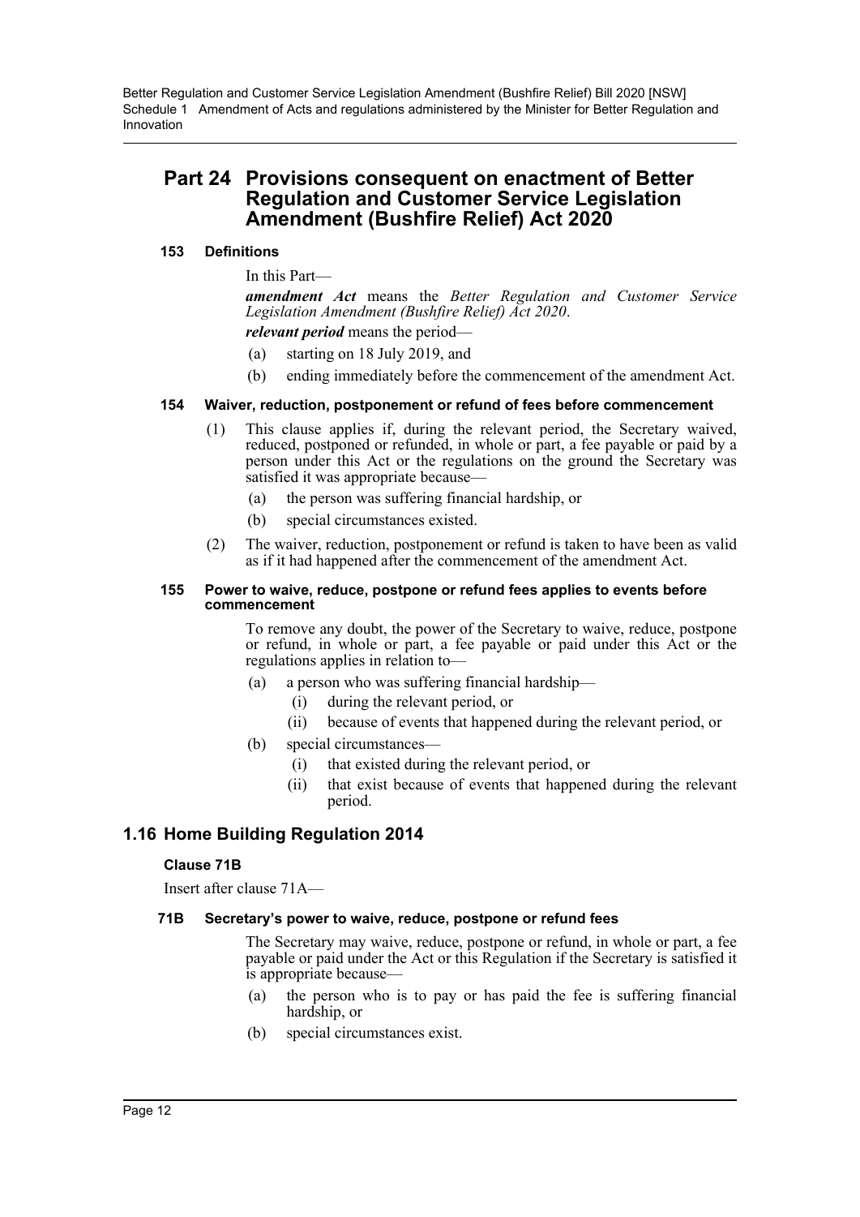## Part 24 Provisions consequent on enactment of Better Regulation and Customer Service Legislation Amendment (Bushfire Relief) Act 2020

#### 153 Definitions

In this Part—

***amendment Act*** means the *Better Regulation and Customer Service Legislation Amendment (Bushfire Relief) Act 2020*.

***relevant period*** means the period—

(a) starting on 18 July 2019, and

(b) ending immediately before the commencement of the amendment Act.

#### 154 Waiver, reduction, postponement or refund of fees before commencement

(1) This clause applies if, during the relevant period, the Secretary waived, reduced, postponed or refunded, in whole or part, a fee payable or paid by a person under this Act or the regulations on the ground the Secretary was satisfied it was appropriate because—

(a) the person was suffering financial hardship, or

(b) special circumstances existed.

(2) The waiver, reduction, postponement or refund is taken to have been as valid as if it had happened after the commencement of the amendment Act.

#### 155 Power to waive, reduce, postpone or refund fees applies to events before commencement

To remove any doubt, the power of the Secretary to waive, reduce, postpone or refund, in whole or part, a fee payable or paid under this Act or the regulations applies in relation to—

(a) a person who was suffering financial hardship—

(i) during the relevant period, or

(ii) because of events that happened during the relevant period, or

(b) special circumstances—

(i) that existed during the relevant period, or

(ii) that exist because of events that happened during the relevant period.

## 1.16 Home Building Regulation 2014

### Clause 71B

Insert after clause 71A—

#### 71B Secretary's power to waive, reduce, postpone or refund fees

The Secretary may waive, reduce, postpone or refund, in whole or part, a fee payable or paid under the Act or this Regulation if the Secretary is satisfied it is appropriate because—

(a) the person who is to pay or has paid the fee is suffering financial hardship, or

(b) special circumstances exist.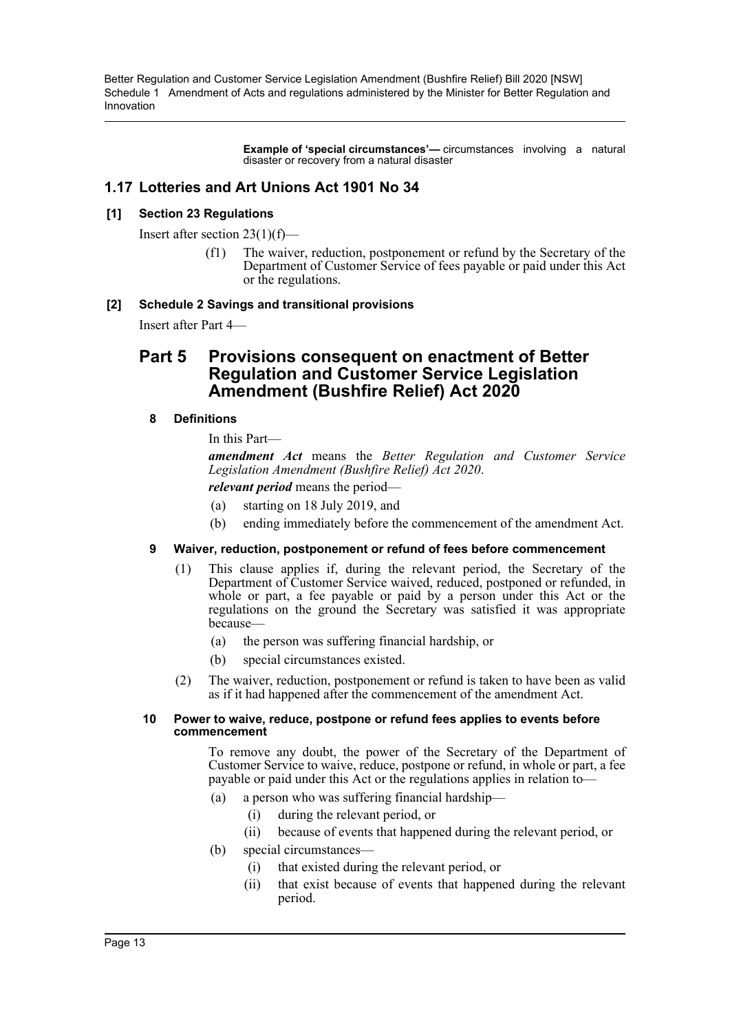**Example of 'special circumstances'—** circumstances involving a natural disaster or recovery from a natural disaster

## 1.17 Lotteries and Art Unions Act 1901 No 34

### [1] Section 23 Regulations

Insert after section 23(1)(f)—

(f1) The waiver, reduction, postponement or refund by the Secretary of the Department of Customer Service of fees payable or paid under this Act or the regulations.

### [2] Schedule 2 Savings and transitional provisions

Insert after Part 4—

# Part 5 Provisions consequent on enactment of Better Regulation and Customer Service Legislation Amendment (Bushfire Relief) Act 2020

#### 8 Definitions

In this Part—

***amendment Act*** means the *Better Regulation and Customer Service Legislation Amendment (Bushfire Relief) Act 2020*.

***relevant period*** means the period—

(a) starting on 18 July 2019, and

(b) ending immediately before the commencement of the amendment Act.

#### 9 Waiver, reduction, postponement or refund of fees before commencement

(1) This clause applies if, during the relevant period, the Secretary of the Department of Customer Service waived, reduced, postponed or refunded, in whole or part, a fee payable or paid by a person under this Act or the regulations on the ground the Secretary was satisfied it was appropriate because—

(a) the person was suffering financial hardship, or

(b) special circumstances existed.

(2) The waiver, reduction, postponement or refund is taken to have been as valid as if it had happened after the commencement of the amendment Act.

#### 10 Power to waive, reduce, postpone or refund fees applies to events before commencement

To remove any doubt, the power of the Secretary of the Department of Customer Service to waive, reduce, postpone or refund, in whole or part, a fee payable or paid under this Act or the regulations applies in relation to—

(a) a person who was suffering financial hardship—

(i) during the relevant period, or

(ii) because of events that happened during the relevant period, or

(b) special circumstances—

(i) that existed during the relevant period, or

(ii) that exist because of events that happened during the relevant period.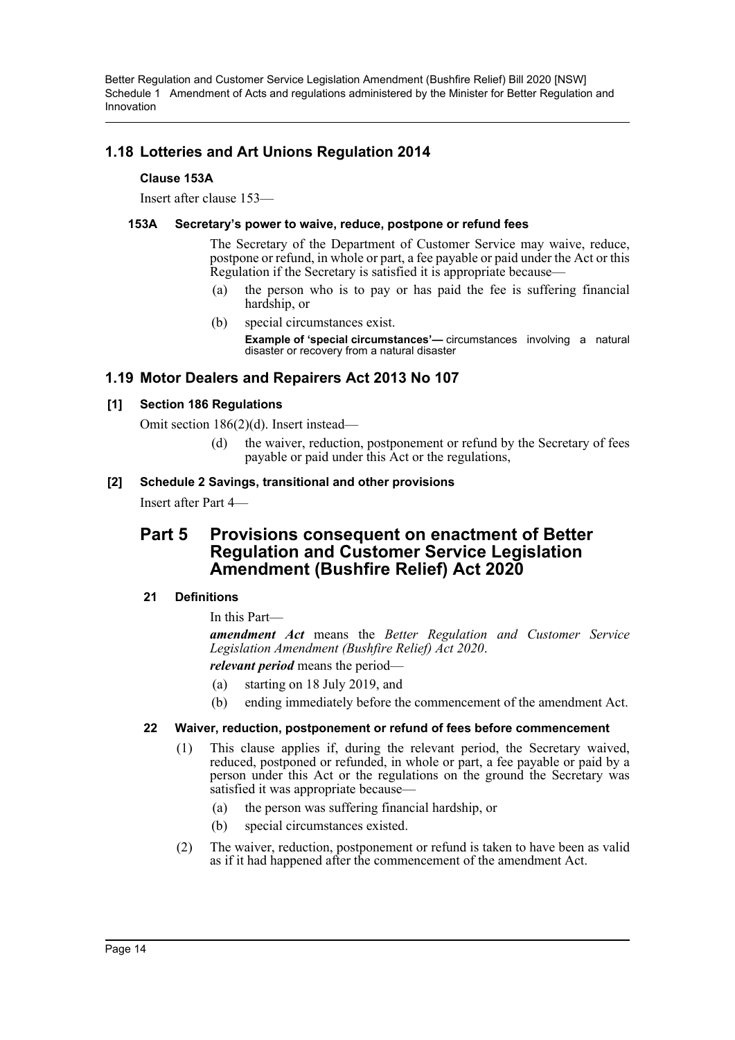## 1.18 Lotteries and Art Unions Regulation 2014

### Clause 153A

Insert after clause 153—

#### 153A Secretary's power to waive, reduce, postpone or refund fees

The Secretary of the Department of Customer Service may waive, reduce, postpone or refund, in whole or part, a fee payable or paid under the Act or this Regulation if the Secretary is satisfied it is appropriate because—

(a) the person who is to pay or has paid the fee is suffering financial hardship, or

(b) special circumstances exist.

**Example of 'special circumstances'—** circumstances involving a natural disaster or recovery from a natural disaster

## 1.19 Motor Dealers and Repairers Act 2013 No 107

### [1] Section 186 Regulations

Omit section 186(2)(d). Insert instead—

(d) the waiver, reduction, postponement or refund by the Secretary of fees payable or paid under this Act or the regulations,

### [2] Schedule 2 Savings, transitional and other provisions

Insert after Part 4—

# Part 5 Provisions consequent on enactment of Better Regulation and Customer Service Legislation Amendment (Bushfire Relief) Act 2020

#### 21 Definitions

In this Part—

***amendment Act*** means the *Better Regulation and Customer Service Legislation Amendment (Bushfire Relief) Act 2020*.

***relevant period*** means the period—

(a) starting on 18 July 2019, and

(b) ending immediately before the commencement of the amendment Act.

#### 22 Waiver, reduction, postponement or refund of fees before commencement

(1) This clause applies if, during the relevant period, the Secretary waived, reduced, postponed or refunded, in whole or part, a fee payable or paid by a person under this Act or the regulations on the ground the Secretary was satisfied it was appropriate because—

(a) the person was suffering financial hardship, or

(b) special circumstances existed.

(2) The waiver, reduction, postponement or refund is taken to have been as valid as if it had happened after the commencement of the amendment Act.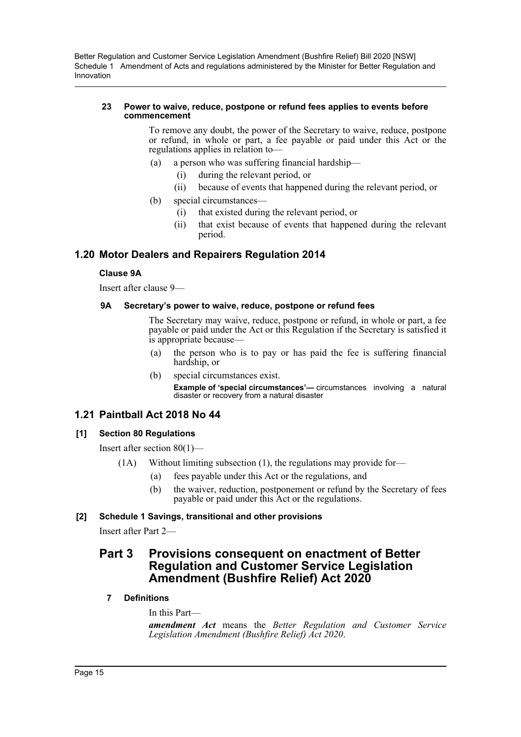#### 23 Power to waive, reduce, postpone or refund fees applies to events before commencement

To remove any doubt, the power of the Secretary to waive, reduce, postpone or refund, in whole or part, a fee payable or paid under this Act or the regulations applies in relation to—

- (a) a person who was suffering financial hardship—
  - (i) during the relevant period, or
  - (ii) because of events that happened during the relevant period, or
- (b) special circumstances—
  - (i) that existed during the relevant period, or
  - (ii) that exist because of events that happened during the relevant period.

## 1.20 Motor Dealers and Repairers Regulation 2014

### Clause 9A

Insert after clause 9—

#### 9A Secretary's power to waive, reduce, postpone or refund fees

The Secretary may waive, reduce, postpone or refund, in whole or part, a fee payable or paid under the Act or this Regulation if the Secretary is satisfied it is appropriate because—

- (a) the person who is to pay or has paid the fee is suffering financial hardship, or
- (b) special circumstances exist.

**Example of 'special circumstances'—** circumstances involving a natural disaster or recovery from a natural disaster

## 1.21 Paintball Act 2018 No 44

### [1] Section 80 Regulations

Insert after section 80(1)—

(1A) Without limiting subsection (1), the regulations may provide for—

- (a) fees payable under this Act or the regulations, and
- (b) the waiver, reduction, postponement or refund by the Secretary of fees payable or paid under this Act or the regulations.

### [2] Schedule 1 Savings, transitional and other provisions

Insert after Part 2—

# Part 3 Provisions consequent on enactment of Better Regulation and Customer Service Legislation Amendment (Bushfire Relief) Act 2020

#### 7 Definitions

In this Part—

***amendment Act*** means the *Better Regulation and Customer Service Legislation Amendment (Bushfire Relief) Act 2020*.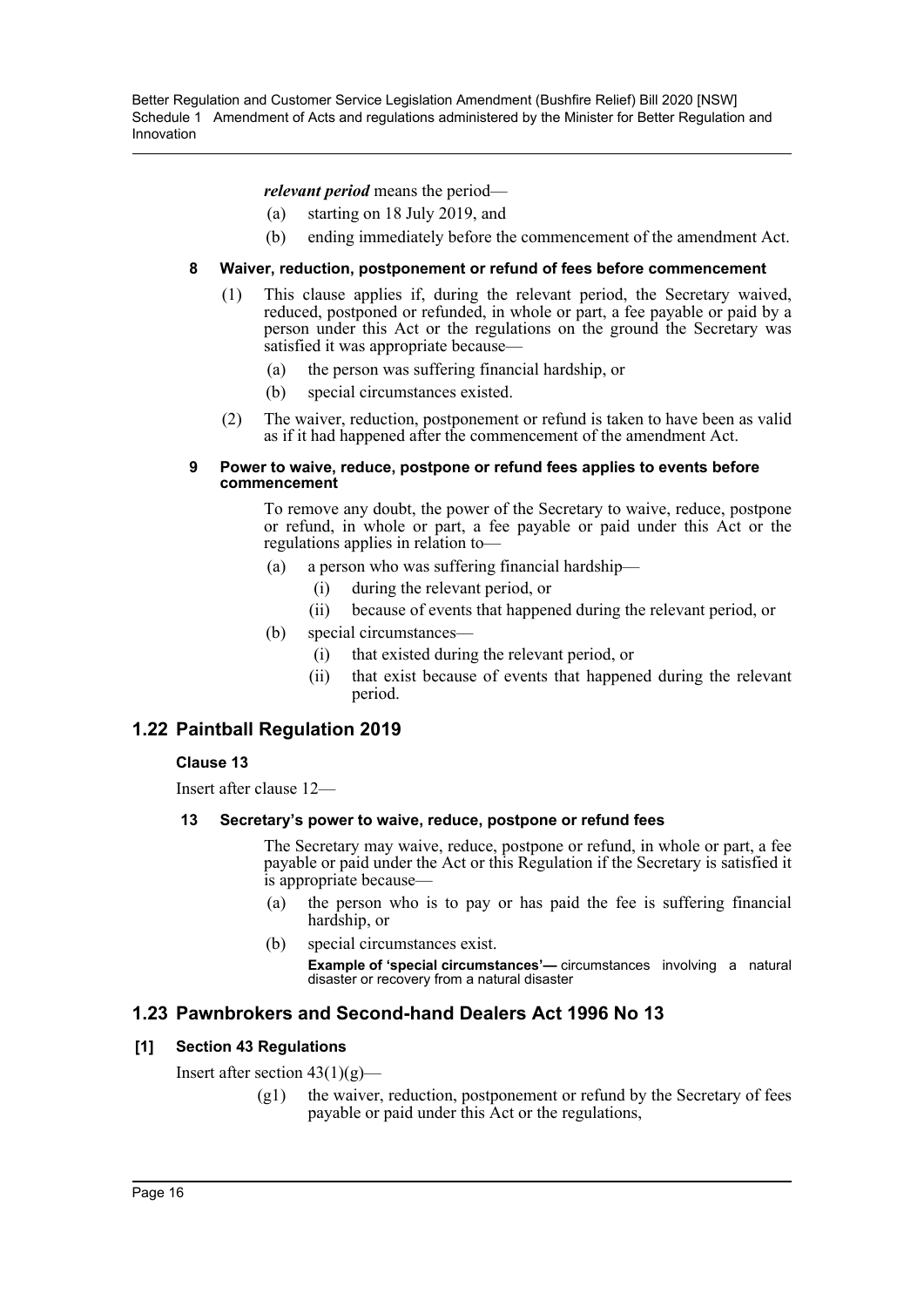***relevant period*** means the period—

(a) starting on 18 July 2019, and

(b) ending immediately before the commencement of the amendment Act.

#### 8 Waiver, reduction, postponement or refund of fees before commencement

(1) This clause applies if, during the relevant period, the Secretary waived, reduced, postponed or refunded, in whole or part, a fee payable or paid by a person under this Act or the regulations on the ground the Secretary was satisfied it was appropriate because—

(a) the person was suffering financial hardship, or

(b) special circumstances existed.

(2) The waiver, reduction, postponement or refund is taken to have been as valid as if it had happened after the commencement of the amendment Act.

#### 9 Power to waive, reduce, postpone or refund fees applies to events before commencement

To remove any doubt, the power of the Secretary to waive, reduce, postpone or refund, in whole or part, a fee payable or paid under this Act or the regulations applies in relation to—

(a) a person who was suffering financial hardship—

(i) during the relevant period, or

(ii) because of events that happened during the relevant period, or

(b) special circumstances—

(i) that existed during the relevant period, or

(ii) that exist because of events that happened during the relevant period.

## 1.22 Paintball Regulation 2019

### Clause 13

Insert after clause 12—

#### 13 Secretary's power to waive, reduce, postpone or refund fees

The Secretary may waive, reduce, postpone or refund, in whole or part, a fee payable or paid under the Act or this Regulation if the Secretary is satisfied it is appropriate because—

(a) the person who is to pay or has paid the fee is suffering financial hardship, or

(b) special circumstances exist.

**Example of 'special circumstances'—** circumstances involving a natural disaster or recovery from a natural disaster

## 1.23 Pawnbrokers and Second-hand Dealers Act 1996 No 13

### [1] Section 43 Regulations

Insert after section 43(1)(g)—

(g1) the waiver, reduction, postponement or refund by the Secretary of fees payable or paid under this Act or the regulations,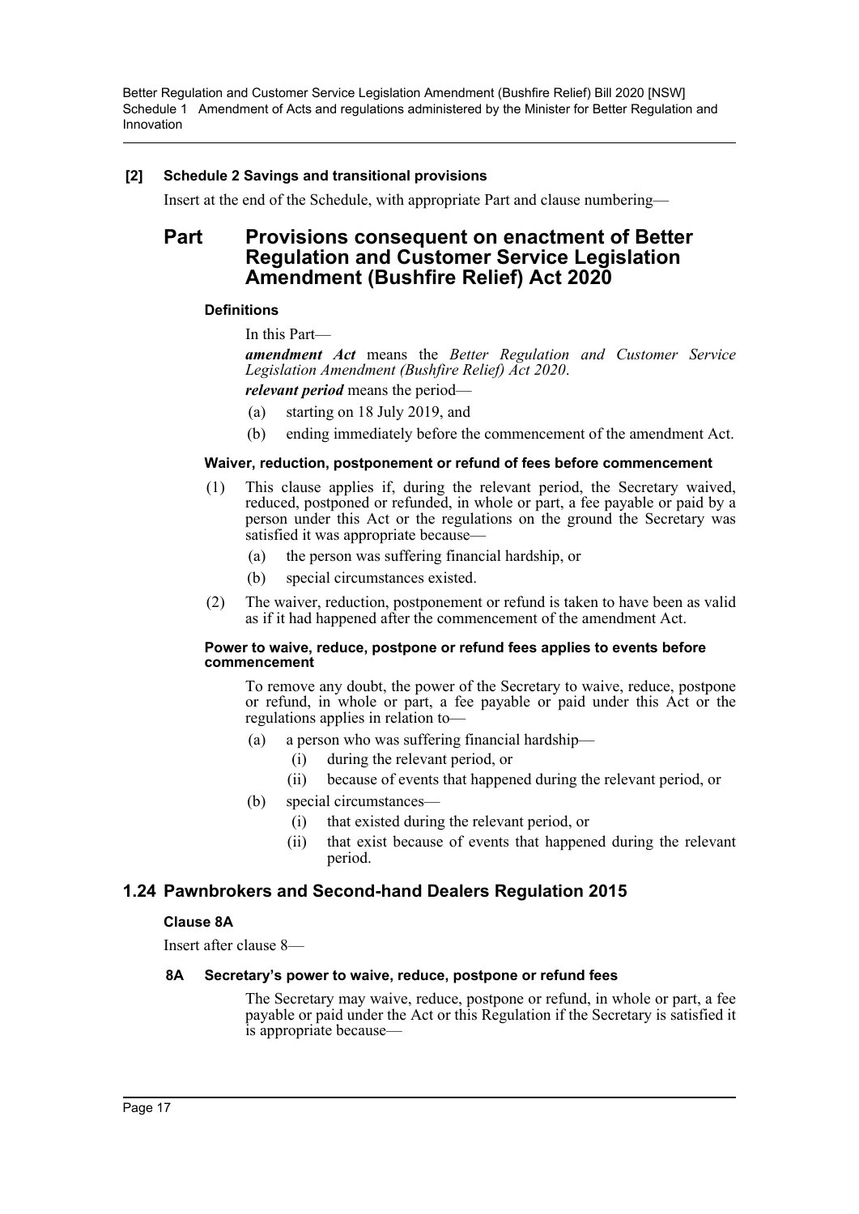**[2] Schedule 2 Savings and transitional provisions**

Insert at the end of the Schedule, with appropriate Part and clause numbering—

## Part Provisions consequent on enactment of Better Regulation and Customer Service Legislation Amendment (Bushfire Relief) Act 2020

**Definitions**

In this Part—

***amendment Act*** means the *Better Regulation and Customer Service Legislation Amendment (Bushfire Relief) Act 2020*.

***relevant period*** means the period—

(a) starting on 18 July 2019, and

(b) ending immediately before the commencement of the amendment Act.

**Waiver, reduction, postponement or refund of fees before commencement**

(1) This clause applies if, during the relevant period, the Secretary waived, reduced, postponed or refunded, in whole or part, a fee payable or paid by a person under this Act or the regulations on the ground the Secretary was satisfied it was appropriate because—

(a) the person was suffering financial hardship, or

(b) special circumstances existed.

(2) The waiver, reduction, postponement or refund is taken to have been as valid as if it had happened after the commencement of the amendment Act.

**Power to waive, reduce, postpone or refund fees applies to events before commencement**

To remove any doubt, the power of the Secretary to waive, reduce, postpone or refund, in whole or part, a fee payable or paid under this Act or the regulations applies in relation to—

(a) a person who was suffering financial hardship—

(i) during the relevant period, or

(ii) because of events that happened during the relevant period, or

(b) special circumstances—

(i) that existed during the relevant period, or

(ii) that exist because of events that happened during the relevant period.

## 1.24 Pawnbrokers and Second-hand Dealers Regulation 2015

**Clause 8A**

Insert after clause 8—

**8A Secretary's power to waive, reduce, postpone or refund fees**

The Secretary may waive, reduce, postpone or refund, in whole or part, a fee payable or paid under the Act or this Regulation if the Secretary is satisfied it is appropriate because—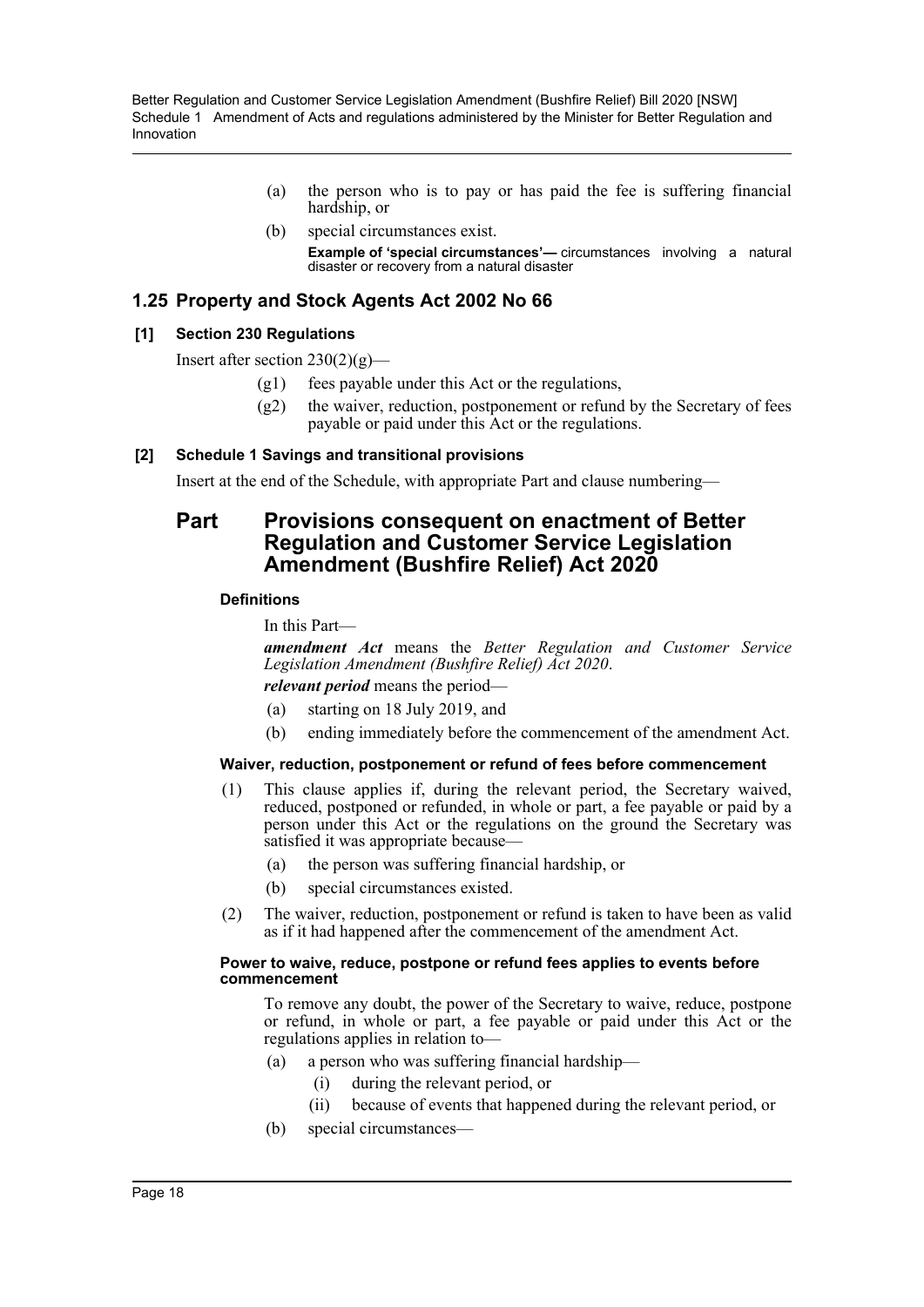(a) the person who is to pay or has paid the fee is suffering financial hardship, or

(b) special circumstances exist.

**Example of 'special circumstances'—** circumstances involving a natural disaster or recovery from a natural disaster

## 1.25 Property and Stock Agents Act 2002 No 66

### [1] Section 230 Regulations

Insert after section 230(2)(g)—

(g1) fees payable under this Act or the regulations,

(g2) the waiver, reduction, postponement or refund by the Secretary of fees payable or paid under this Act or the regulations.

### [2] Schedule 1 Savings and transitional provisions

Insert at the end of the Schedule, with appropriate Part and clause numbering—

# Part Provisions consequent on enactment of Better Regulation and Customer Service Legislation Amendment (Bushfire Relief) Act 2020

#### Definitions

In this Part—

***amendment Act*** means the *Better Regulation and Customer Service Legislation Amendment (Bushfire Relief) Act 2020*.

***relevant period*** means the period—

(a) starting on 18 July 2019, and

(b) ending immediately before the commencement of the amendment Act.

#### Waiver, reduction, postponement or refund of fees before commencement

(1) This clause applies if, during the relevant period, the Secretary waived, reduced, postponed or refunded, in whole or part, a fee payable or paid by a person under this Act or the regulations on the ground the Secretary was satisfied it was appropriate because—

(a) the person was suffering financial hardship, or

(b) special circumstances existed.

(2) The waiver, reduction, postponement or refund is taken to have been as valid as if it had happened after the commencement of the amendment Act.

#### Power to waive, reduce, postpone or refund fees applies to events before commencement

To remove any doubt, the power of the Secretary to waive, reduce, postpone or refund, in whole or part, a fee payable or paid under this Act or the regulations applies in relation to—

(a) a person who was suffering financial hardship—

(i) during the relevant period, or

(ii) because of events that happened during the relevant period, or

(b) special circumstances—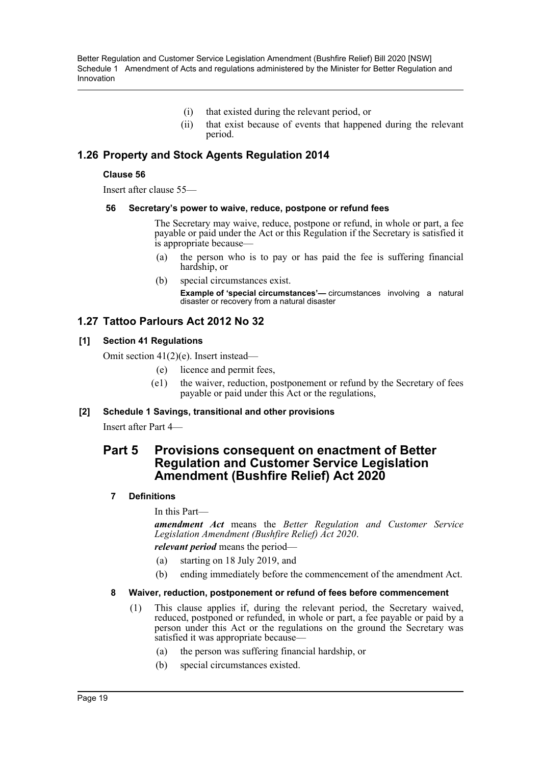(i) that existed during the relevant period, or

(ii) that exist because of events that happened during the relevant period.

## 1.26 Property and Stock Agents Regulation 2014

### Clause 56

Insert after clause 55—

#### 56 Secretary's power to waive, reduce, postpone or refund fees

The Secretary may waive, reduce, postpone or refund, in whole or part, a fee payable or paid under the Act or this Regulation if the Secretary is satisfied it is appropriate because—

(a) the person who is to pay or has paid the fee is suffering financial hardship, or

(b) special circumstances exist.

**Example of 'special circumstances'—** circumstances involving a natural disaster or recovery from a natural disaster

## 1.27 Tattoo Parlours Act 2012 No 32

### [1] Section 41 Regulations

Omit section 41(2)(e). Insert instead—

(e) licence and permit fees,

(e1) the waiver, reduction, postponement or refund by the Secretary of fees payable or paid under this Act or the regulations,

### [2] Schedule 1 Savings, transitional and other provisions

Insert after Part 4—

## Part 5 Provisions consequent on enactment of Better Regulation and Customer Service Legislation Amendment (Bushfire Relief) Act 2020

#### 7 Definitions

In this Part—

***amendment Act*** means the *Better Regulation and Customer Service Legislation Amendment (Bushfire Relief) Act 2020*.

***relevant period*** means the period—

(a) starting on 18 July 2019, and

(b) ending immediately before the commencement of the amendment Act.

#### 8 Waiver, reduction, postponement or refund of fees before commencement

(1) This clause applies if, during the relevant period, the Secretary waived, reduced, postponed or refunded, in whole or part, a fee payable or paid by a person under this Act or the regulations on the ground the Secretary was satisfied it was appropriate because—

(a) the person was suffering financial hardship, or

(b) special circumstances existed.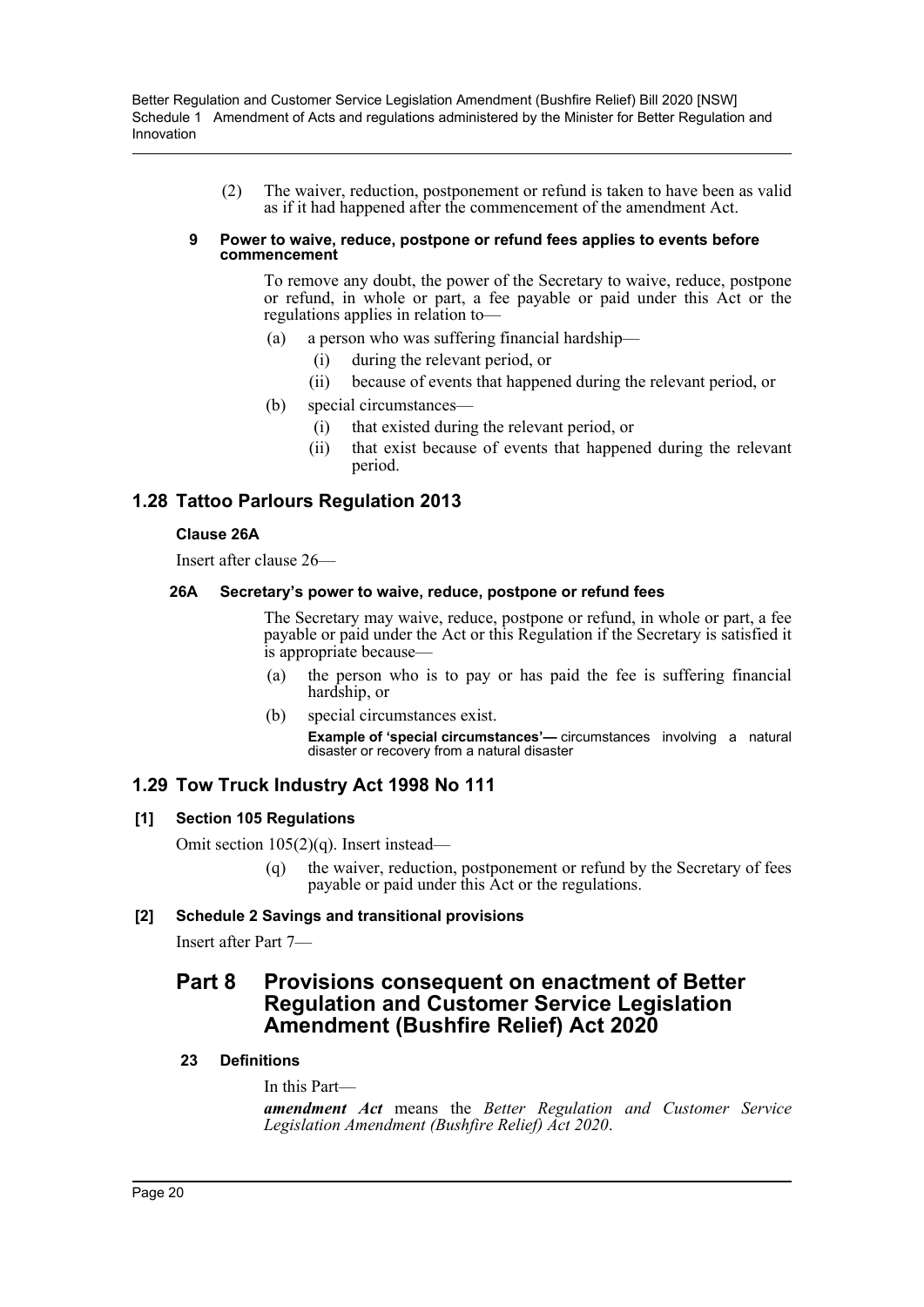(2) The waiver, reduction, postponement or refund is taken to have been as valid as if it had happened after the commencement of the amendment Act.

**9 Power to waive, reduce, postpone or refund fees applies to events before commencement**

To remove any doubt, the power of the Secretary to waive, reduce, postpone or refund, in whole or part, a fee payable or paid under this Act or the regulations applies in relation to—

- (a) a person who was suffering financial hardship—
  - (i) during the relevant period, or
  - (ii) because of events that happened during the relevant period, or
- (b) special circumstances—
  - (i) that existed during the relevant period, or
  - (ii) that exist because of events that happened during the relevant period.

## 1.28 Tattoo Parlours Regulation 2013

### Clause 26A

Insert after clause 26—

**26A Secretary's power to waive, reduce, postpone or refund fees**

The Secretary may waive, reduce, postpone or refund, in whole or part, a fee payable or paid under the Act or this Regulation if the Secretary is satisfied it is appropriate because—

- (a) the person who is to pay or has paid the fee is suffering financial hardship, or
- (b) special circumstances exist.

**Example of 'special circumstances'—** circumstances involving a natural disaster or recovery from a natural disaster

## 1.29 Tow Truck Industry Act 1998 No 111

### [1] Section 105 Regulations

Omit section 105(2)(q). Insert instead—

(q) the waiver, reduction, postponement or refund by the Secretary of fees payable or paid under this Act or the regulations.

### [2] Schedule 2 Savings and transitional provisions

Insert after Part 7—

# Part 8 Provisions consequent on enactment of Better Regulation and Customer Service Legislation Amendment (Bushfire Relief) Act 2020

**23 Definitions**

In this Part—

***amendment Act*** means the *Better Regulation and Customer Service Legislation Amendment (Bushfire Relief) Act 2020*.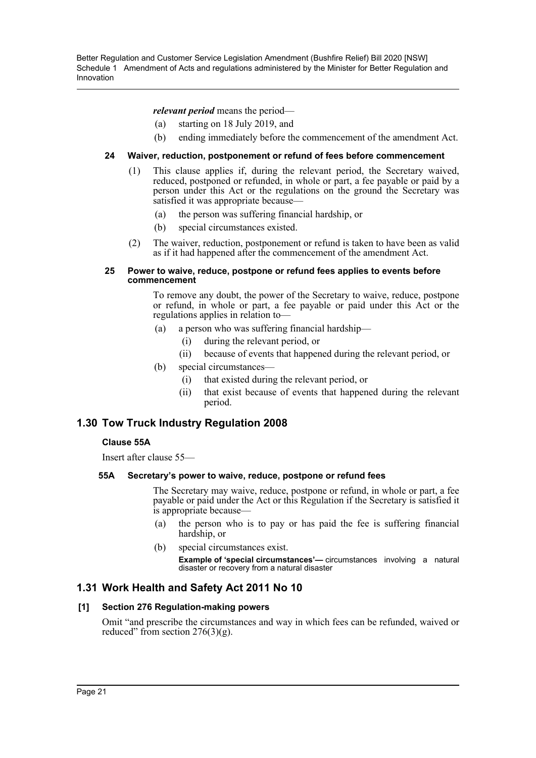***relevant period*** means the period—

(a) starting on 18 July 2019, and

(b) ending immediately before the commencement of the amendment Act.

#### 24 Waiver, reduction, postponement or refund of fees before commencement

(1) This clause applies if, during the relevant period, the Secretary waived, reduced, postponed or refunded, in whole or part, a fee payable or paid by a person under this Act or the regulations on the ground the Secretary was satisfied it was appropriate because—

(a) the person was suffering financial hardship, or

(b) special circumstances existed.

(2) The waiver, reduction, postponement or refund is taken to have been as valid as if it had happened after the commencement of the amendment Act.

#### 25 Power to waive, reduce, postpone or refund fees applies to events before commencement

To remove any doubt, the power of the Secretary to waive, reduce, postpone or refund, in whole or part, a fee payable or paid under this Act or the regulations applies in relation to—

(a) a person who was suffering financial hardship—

(i) during the relevant period, or

(ii) because of events that happened during the relevant period, or

(b) special circumstances—

(i) that existed during the relevant period, or

(ii) that exist because of events that happened during the relevant period.

## 1.30 Tow Truck Industry Regulation 2008

### Clause 55A

Insert after clause 55—

#### 55A Secretary's power to waive, reduce, postpone or refund fees

The Secretary may waive, reduce, postpone or refund, in whole or part, a fee payable or paid under the Act or this Regulation if the Secretary is satisfied it is appropriate because—

(a) the person who is to pay or has paid the fee is suffering financial hardship, or

(b) special circumstances exist.

**Example of 'special circumstances'—** circumstances involving a natural disaster or recovery from a natural disaster

## 1.31 Work Health and Safety Act 2011 No 10

### [1] Section 276 Regulation-making powers

Omit "and prescribe the circumstances and way in which fees can be refunded, waived or reduced" from section 276(3)(g).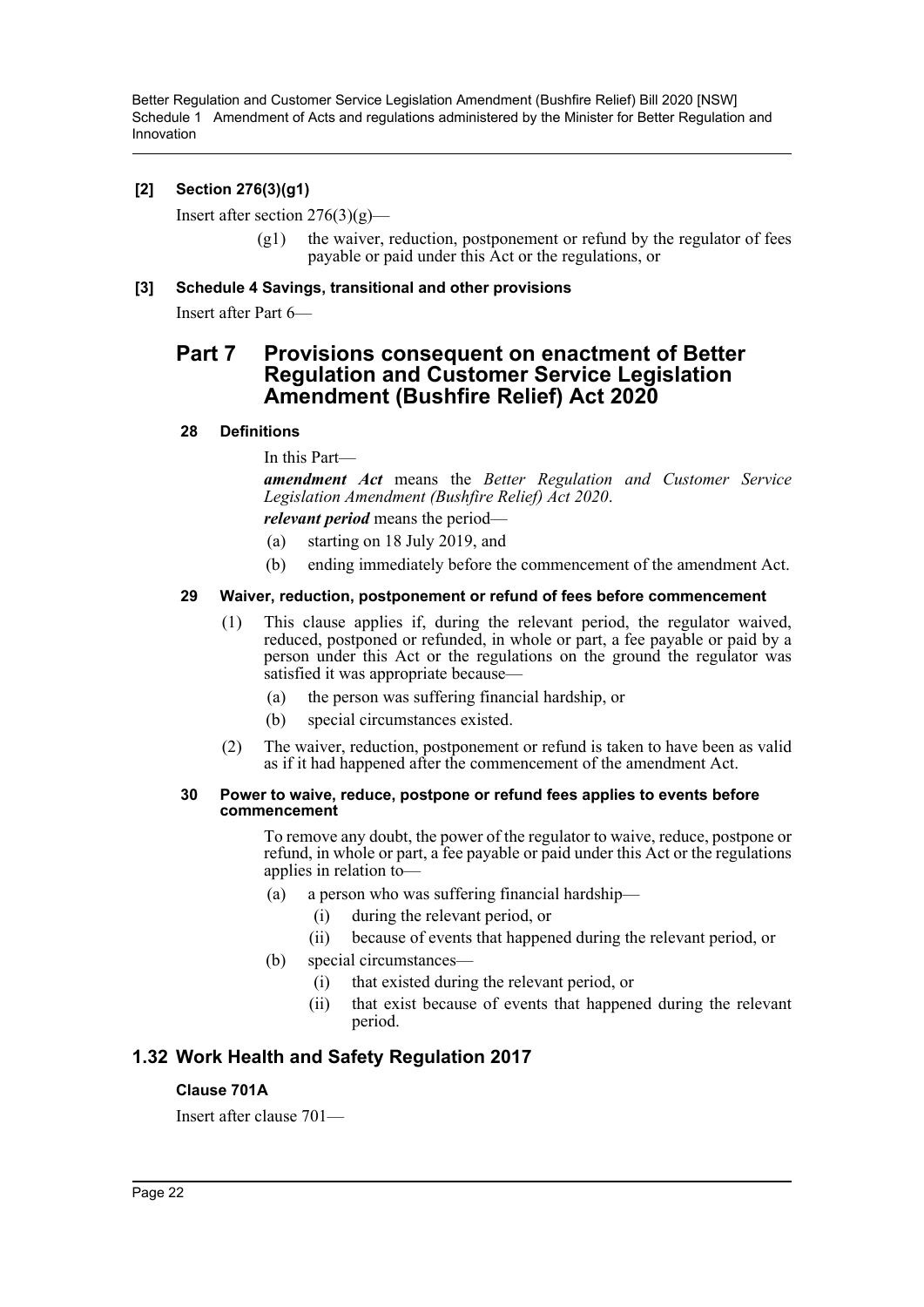### [2] Section 276(3)(g1)

Insert after section 276(3)(g)—

(g1) the waiver, reduction, postponement or refund by the regulator of fees payable or paid under this Act or the regulations, or

### [3] Schedule 4 Savings, transitional and other provisions

Insert after Part 6—

## Part 7 Provisions consequent on enactment of Better Regulation and Customer Service Legislation Amendment (Bushfire Relief) Act 2020

#### 28 Definitions

In this Part—

***amendment Act*** means the *Better Regulation and Customer Service Legislation Amendment (Bushfire Relief) Act 2020*.

***relevant period*** means the period—

(a) starting on 18 July 2019, and

(b) ending immediately before the commencement of the amendment Act.

#### 29 Waiver, reduction, postponement or refund of fees before commencement

(1) This clause applies if, during the relevant period, the regulator waived, reduced, postponed or refunded, in whole or part, a fee payable or paid by a person under this Act or the regulations on the ground the regulator was satisfied it was appropriate because—

(a) the person was suffering financial hardship, or

(b) special circumstances existed.

(2) The waiver, reduction, postponement or refund is taken to have been as valid as if it had happened after the commencement of the amendment Act.

#### 30 Power to waive, reduce, postpone or refund fees applies to events before commencement

To remove any doubt, the power of the regulator to waive, reduce, postpone or refund, in whole or part, a fee payable or paid under this Act or the regulations applies in relation to—

(a) a person who was suffering financial hardship—

(i) during the relevant period, or

(ii) because of events that happened during the relevant period, or

(b) special circumstances—

(i) that existed during the relevant period, or

(ii) that exist because of events that happened during the relevant period.

## 1.32 Work Health and Safety Regulation 2017

### Clause 701A

Insert after clause 701—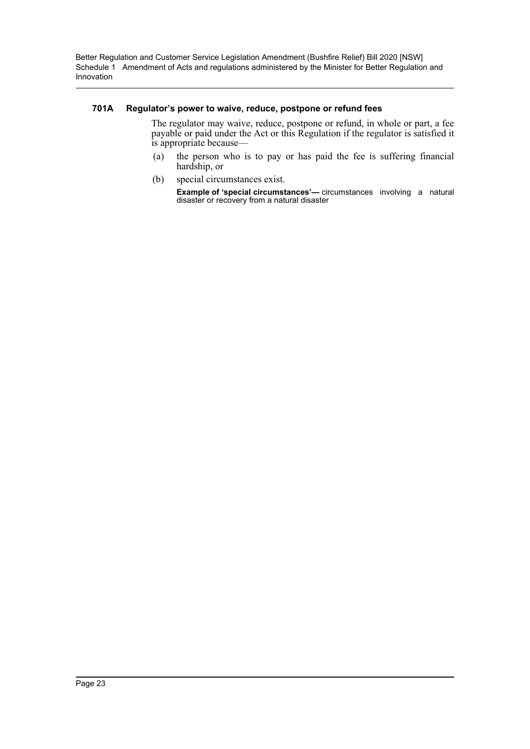#### 701A Regulator's power to waive, reduce, postpone or refund fees

The regulator may waive, reduce, postpone or refund, in whole or part, a fee payable or paid under the Act or this Regulation if the regulator is satisfied it is appropriate because—

(a) the person who is to pay or has paid the fee is suffering financial hardship, or

(b) special circumstances exist.

**Example of 'special circumstances'—** circumstances involving a natural disaster or recovery from a natural disaster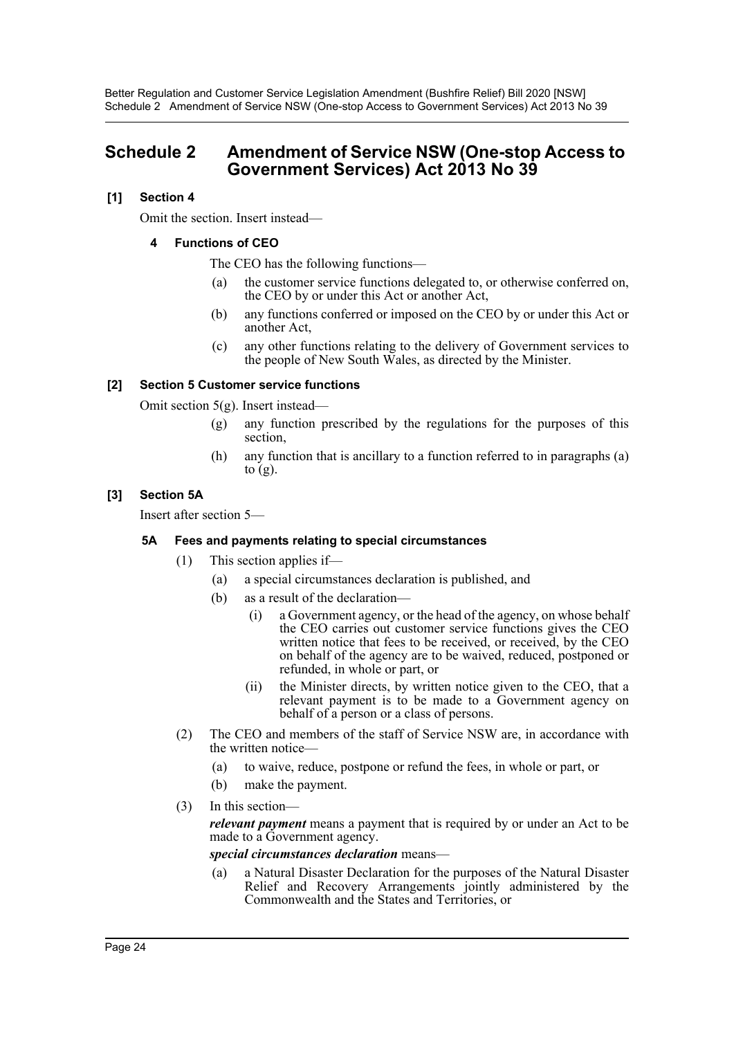# Schedule 2 Amendment of Service NSW (One-stop Access to Government Services) Act 2013 No 39

### [1] Section 4

Omit the section. Insert instead—

#### 4 Functions of CEO

The CEO has the following functions—

(a) the customer service functions delegated to, or otherwise conferred on, the CEO by or under this Act or another Act,

(b) any functions conferred or imposed on the CEO by or under this Act or another Act,

(c) any other functions relating to the delivery of Government services to the people of New South Wales, as directed by the Minister.

### [2] Section 5 Customer service functions

Omit section 5(g). Insert instead—

(g) any function prescribed by the regulations for the purposes of this section,

(h) any function that is ancillary to a function referred to in paragraphs (a) to (g).

### [3] Section 5A

Insert after section 5—

#### 5A Fees and payments relating to special circumstances

(1) This section applies if—

(a) a special circumstances declaration is published, and

(b) as a result of the declaration—

(i) a Government agency, or the head of the agency, on whose behalf the CEO carries out customer service functions gives the CEO written notice that fees to be received, or received, by the CEO on behalf of the agency are to be waived, reduced, postponed or refunded, in whole or part, or

(ii) the Minister directs, by written notice given to the CEO, that a relevant payment is to be made to a Government agency on behalf of a person or a class of persons.

(2) The CEO and members of the staff of Service NSW are, in accordance with the written notice—

(a) to waive, reduce, postpone or refund the fees, in whole or part, or

(b) make the payment.

(3) In this section—

***relevant payment*** means a payment that is required by or under an Act to be made to a Government agency.

***special circumstances declaration*** means—

(a) a Natural Disaster Declaration for the purposes of the Natural Disaster Relief and Recovery Arrangements jointly administered by the Commonwealth and the States and Territories, or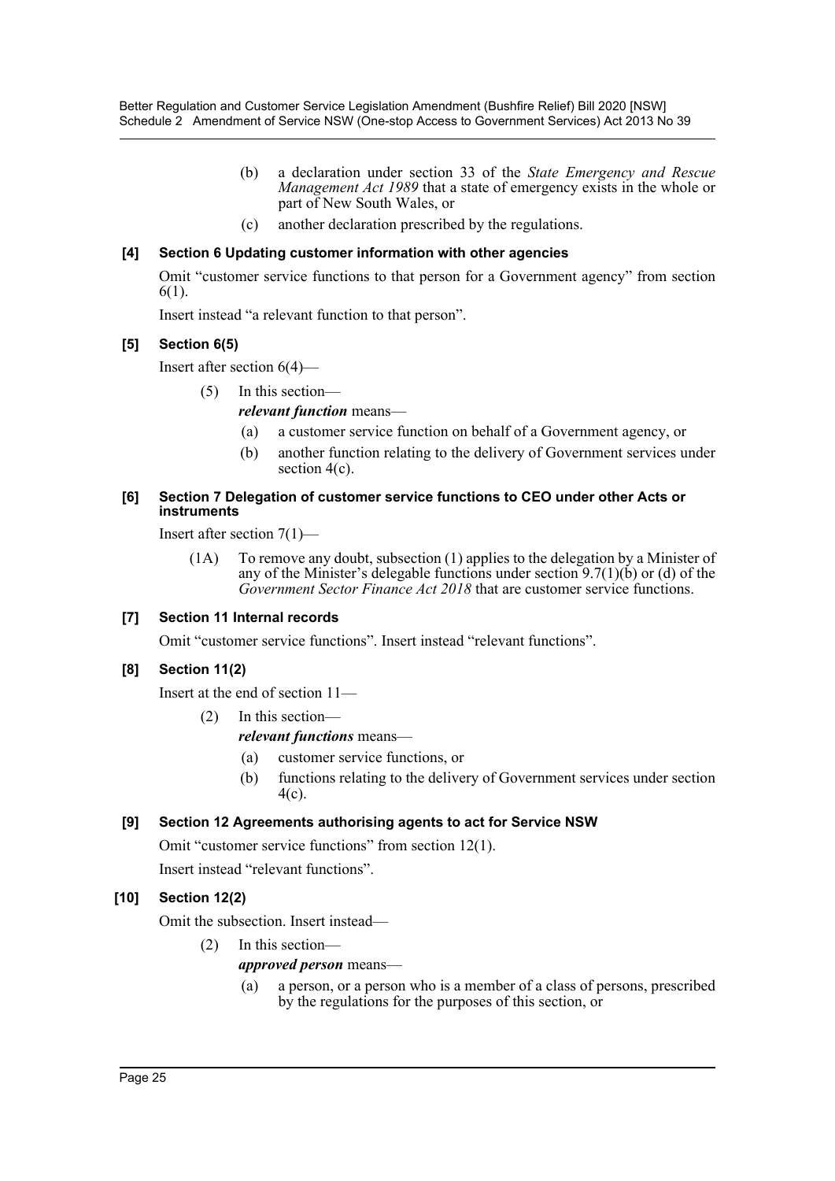(b) a declaration under section 33 of the *State Emergency and Rescue Management Act 1989* that a state of emergency exists in the whole or part of New South Wales, or

(c) another declaration prescribed by the regulations.

### [4] Section 6 Updating customer information with other agencies

Omit "customer service functions to that person for a Government agency" from section 6(1).

Insert instead "a relevant function to that person".

### [5] Section 6(5)

Insert after section 6(4)—

(5) In this section—

***relevant function*** means—

(a) a customer service function on behalf of a Government agency, or

(b) another function relating to the delivery of Government services under section 4(c).

### [6] Section 7 Delegation of customer service functions to CEO under other Acts or instruments

Insert after section 7(1)—

(1A) To remove any doubt, subsection (1) applies to the delegation by a Minister of any of the Minister's delegable functions under section 9.7(1)(b) or (d) of the *Government Sector Finance Act 2018* that are customer service functions.

### [7] Section 11 Internal records

Omit "customer service functions". Insert instead "relevant functions".

### [8] Section 11(2)

Insert at the end of section 11—

(2) In this section—

***relevant functions*** means—

(a) customer service functions, or

(b) functions relating to the delivery of Government services under section 4(c).

### [9] Section 12 Agreements authorising agents to act for Service NSW

Omit "customer service functions" from section 12(1).

Insert instead "relevant functions".

### [10] Section 12(2)

Omit the subsection. Insert instead—

(2) In this section—

***approved person*** means—

(a) a person, or a person who is a member of a class of persons, prescribed by the regulations for the purposes of this section, or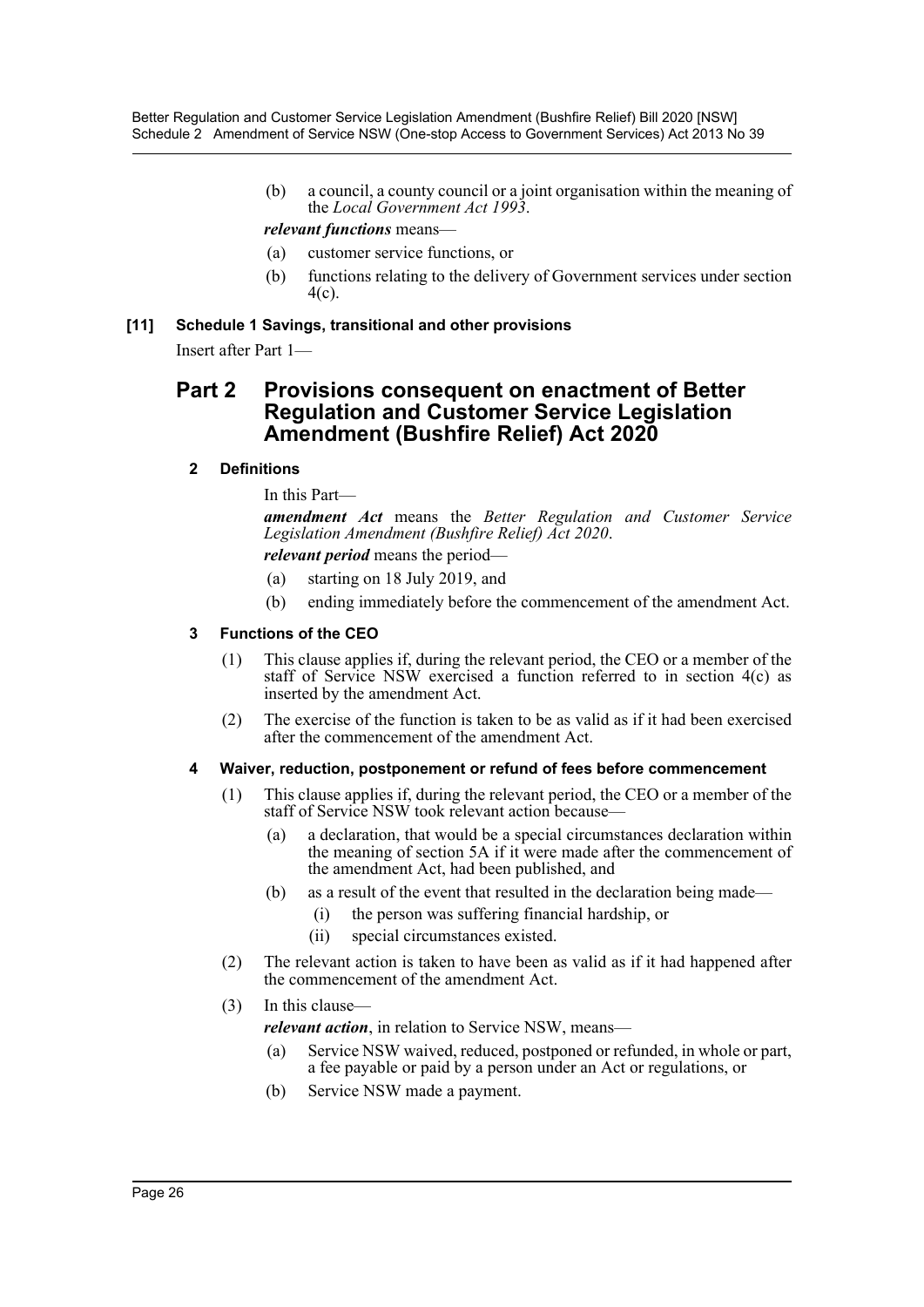(b) a council, a county council or a joint organisation within the meaning of the *Local Government Act 1993*.

***relevant functions*** means—

(a) customer service functions, or

(b) functions relating to the delivery of Government services under section 4(c).

**[11] Schedule 1 Savings, transitional and other provisions**

Insert after Part 1—

## Part 2 Provisions consequent on enactment of Better Regulation and Customer Service Legislation Amendment (Bushfire Relief) Act 2020

### 2 Definitions

In this Part—

***amendment Act*** means the *Better Regulation and Customer Service Legislation Amendment (Bushfire Relief) Act 2020*.

***relevant period*** means the period—

(a) starting on 18 July 2019, and

(b) ending immediately before the commencement of the amendment Act.

### 3 Functions of the CEO

(1) This clause applies if, during the relevant period, the CEO or a member of the staff of Service NSW exercised a function referred to in section 4(c) as inserted by the amendment Act.

(2) The exercise of the function is taken to be as valid as if it had been exercised after the commencement of the amendment Act.

### 4 Waiver, reduction, postponement or refund of fees before commencement

(1) This clause applies if, during the relevant period, the CEO or a member of the staff of Service NSW took relevant action because—

(a) a declaration, that would be a special circumstances declaration within the meaning of section 5A if it were made after the commencement of the amendment Act, had been published, and

(b) as a result of the event that resulted in the declaration being made—

(i) the person was suffering financial hardship, or

(ii) special circumstances existed.

(2) The relevant action is taken to have been as valid as if it had happened after the commencement of the amendment Act.

(3) In this clause—

***relevant action***, in relation to Service NSW, means—

(a) Service NSW waived, reduced, postponed or refunded, in whole or part, a fee payable or paid by a person under an Act or regulations, or

(b) Service NSW made a payment.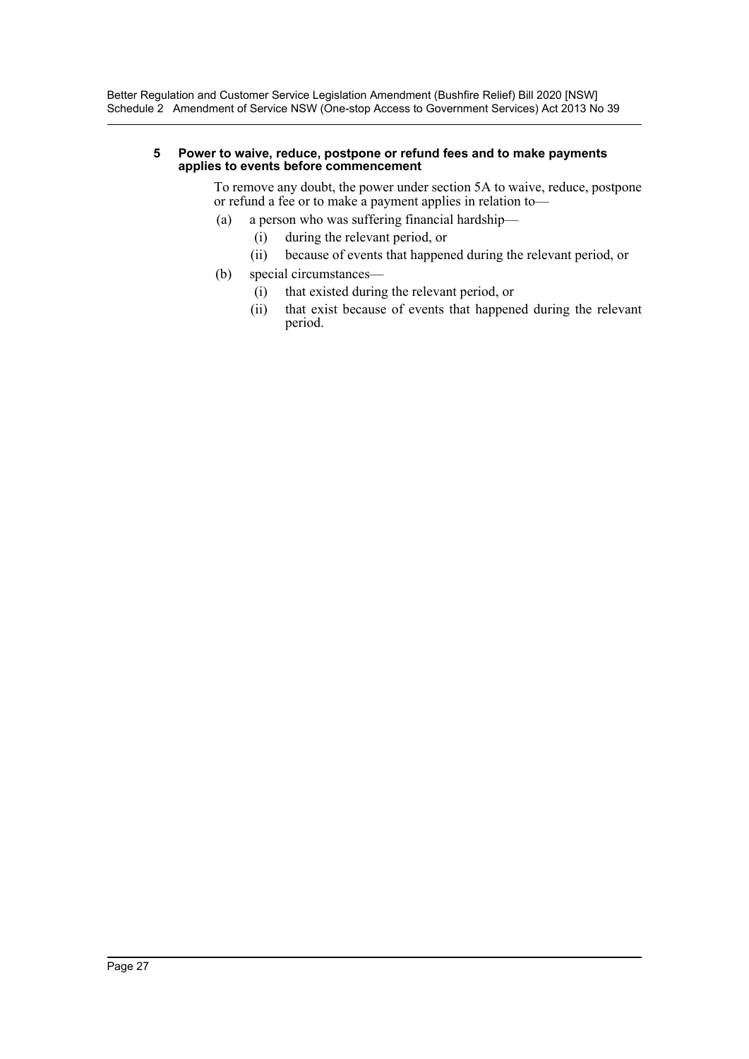#### 5 Power to waive, reduce, postpone or refund fees and to make payments applies to events before commencement

To remove any doubt, the power under section 5A to waive, reduce, postpone or refund a fee or to make a payment applies in relation to—

(a) a person who was suffering financial hardship—

  (i) during the relevant period, or

  (ii) because of events that happened during the relevant period, or

(b) special circumstances—

  (i) that existed during the relevant period, or

  (ii) that exist because of events that happened during the relevant period.